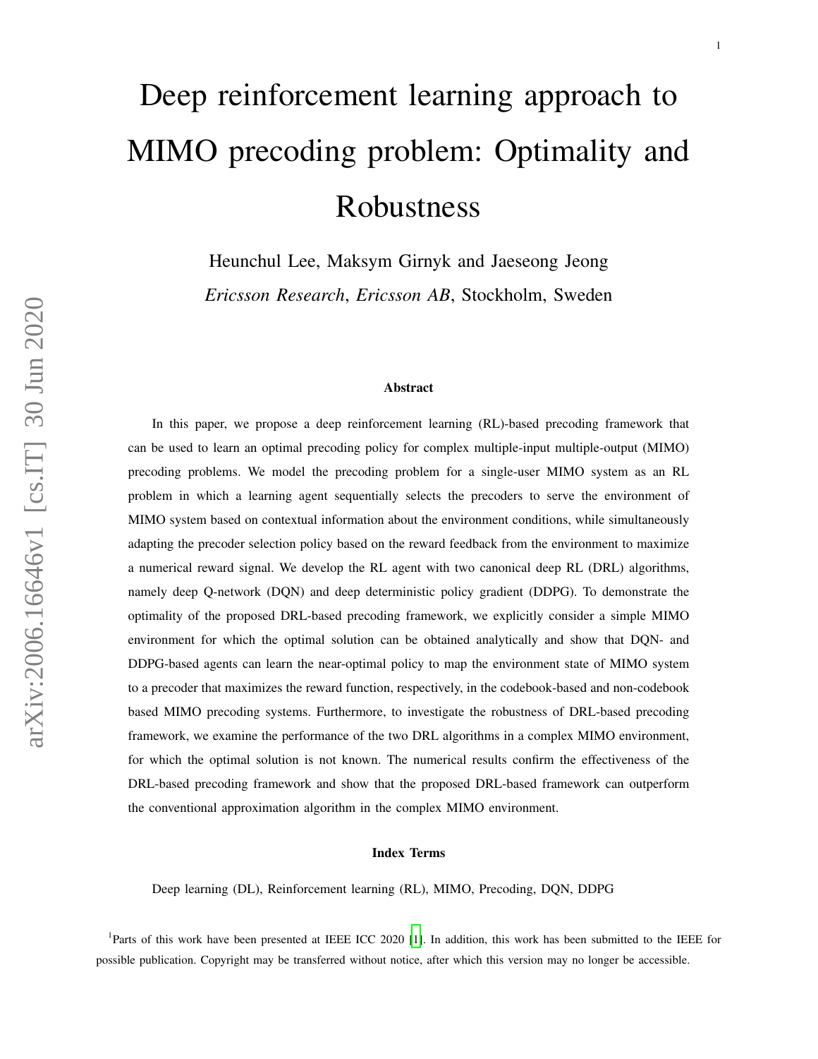# Deep reinforcement learning approach to MIMO precoding problem: Optimality and Robustness

Heunchul Lee, Maksym Girnyk and Jaeseong Jeong

*Ericsson Research*, *Ericsson AB*, Stockholm, Sweden

### Abstract

In this paper, we propose a deep reinforcement learning (RL)-based precoding framework that can be used to learn an optimal precoding policy for complex multiple-input multiple-output (MIMO) precoding problems. We model the precoding problem for a single-user MIMO system as an RL problem in which a learning agent sequentially selects the precoders to serve the environment of MIMO system based on contextual information about the environment conditions, while simultaneously adapting the precoder selection policy based on the reward feedback from the environment to maximize a numerical reward signal. We develop the RL agent with two canonical deep RL (DRL) algorithms, namely deep Q-network (DQN) and deep deterministic policy gradient (DDPG). To demonstrate the optimality of the proposed DRL-based precoding framework, we explicitly consider a simple MIMO environment for which the optimal solution can be obtained analytically and show that DQN- and DDPG-based agents can learn the near-optimal policy to map the environment state of MIMO system to a precoder that maximizes the reward function, respectively, in the codebook-based and non-codebook based MIMO precoding systems. Furthermore, to investigate the robustness of DRL-based precoding framework, we examine the performance of the two DRL algorithms in a complex MIMO environment, for which the optimal solution is not known. The numerical results confirm the effectiveness of the DRL-based precoding framework and show that the proposed DRL-based framework can outperform the conventional approximation algorithm in the complex MIMO environment.

### Index Terms

Deep learning (DL), Reinforcement learning (RL), MIMO, Precoding, DQN, DDPG

[1]Parts of this work have been presented at IEEE ICC 2020 [1]. In addition, this work has been submitted to the IEEE for possible publication. Copyright may be transferred without notice, after which this version may no longer be accessible.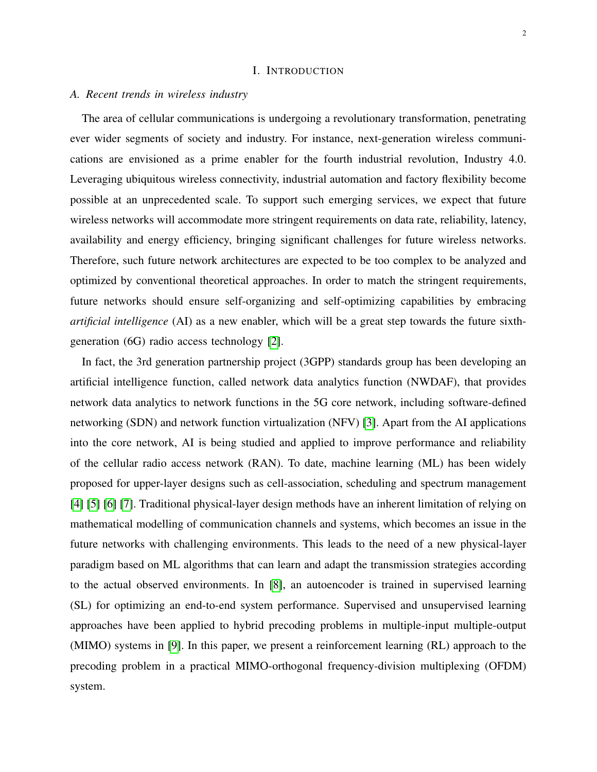# I. Introduction

## A. Recent trends in wireless industry

The area of cellular communications is undergoing a revolutionary transformation, penetrating ever wider segments of society and industry. For instance, next-generation wireless communications are envisioned as a prime enabler for the fourth industrial revolution, Industry 4.0. Leveraging ubiquitous wireless connectivity, industrial automation and factory flexibility become possible at an unprecedented scale. To support such emerging services, we expect that future wireless networks will accommodate more stringent requirements on data rate, reliability, latency, availability and energy efficiency, bringing significant challenges for future wireless networks. Therefore, such future network architectures are expected to be too complex to be analyzed and optimized by conventional theoretical approaches. In order to match the stringent requirements, future networks should ensure self-organizing and self-optimizing capabilities by embracing *artificial intelligence* (AI) as a new enabler, which will be a great step towards the future sixth-generation (6G) radio access technology [2].

In fact, the 3rd generation partnership project (3GPP) standards group has been developing an artificial intelligence function, called network data analytics function (NWDAF), that provides network data analytics to network functions in the 5G core network, including software-defined networking (SDN) and network function virtualization (NFV) [3]. Apart from the AI applications into the core network, AI is being studied and applied to improve performance and reliability of the cellular radio access network (RAN). To date, machine learning (ML) has been widely proposed for upper-layer designs such as cell-association, scheduling and spectrum management [4] [5] [6] [7]. Traditional physical-layer design methods have an inherent limitation of relying on mathematical modelling of communication channels and systems, which becomes an issue in the future networks with challenging environments. This leads to the need of a new physical-layer paradigm based on ML algorithms that can learn and adapt the transmission strategies according to the actual observed environments. In [8], an autoencoder is trained in supervised learning (SL) for optimizing an end-to-end system performance. Supervised and unsupervised learning approaches have been applied to hybrid precoding problems in multiple-input multiple-output (MIMO) systems in [9]. In this paper, we present a reinforcement learning (RL) approach to the precoding problem in a practical MIMO-orthogonal frequency-division multiplexing (OFDM) system.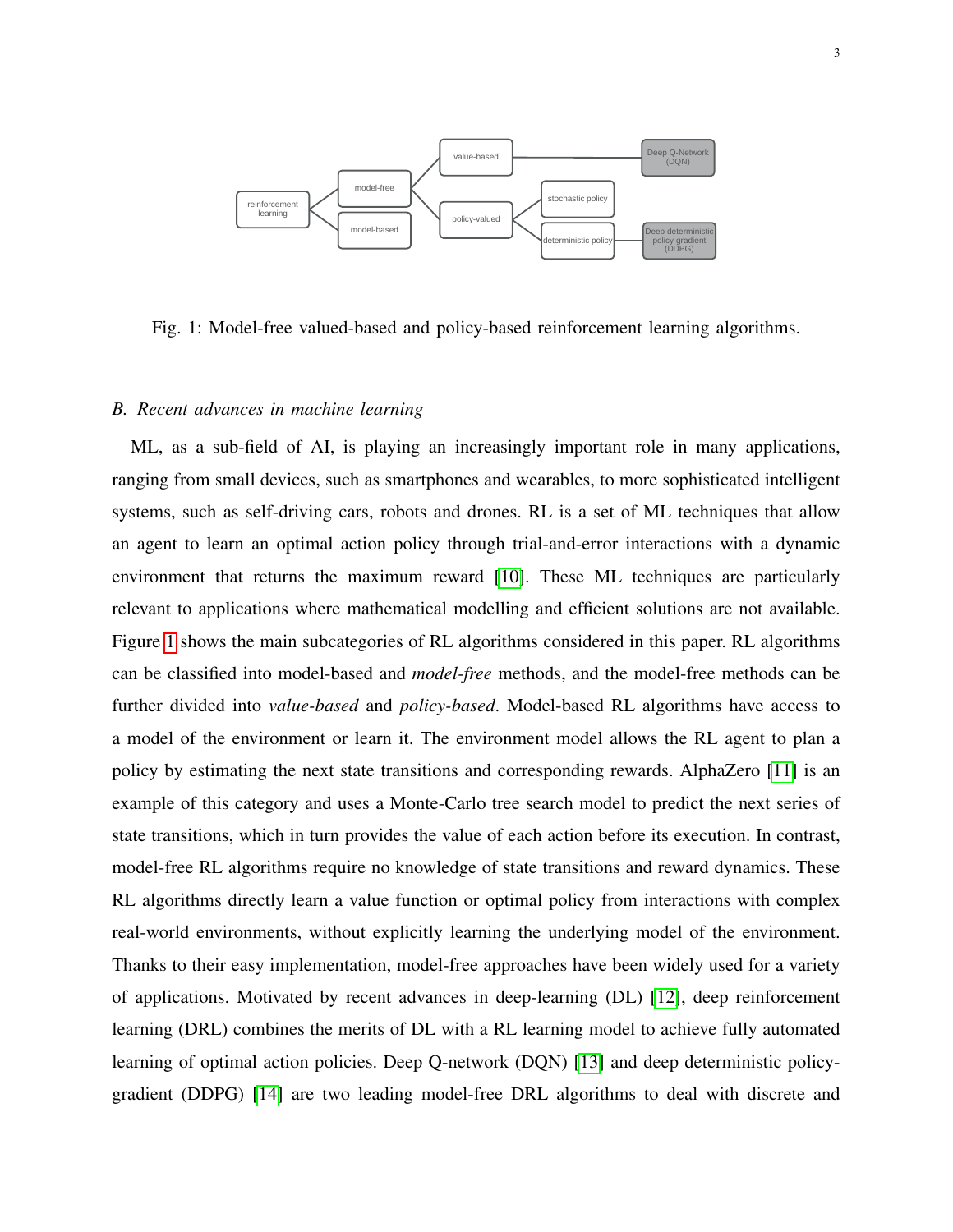Fig. 1: Model-free valued-based and policy-based reinforcement learning algorithms.

### B. Recent advances in machine learning

ML, as a sub-field of AI, is playing an increasingly important role in many applications, ranging from small devices, such as smartphones and wearables, to more sophisticated intelligent systems, such as self-driving cars, robots and drones. RL is a set of ML techniques that allow an agent to learn an optimal action policy through trial-and-error interactions with a dynamic environment that returns the maximum reward [10]. These ML techniques are particularly relevant to applications where mathematical modelling and efficient solutions are not available. Figure 1 shows the main subcategories of RL algorithms considered in this paper. RL algorithms can be classified into model-based and *model-free* methods, and the model-free methods can be further divided into *value-based* and *policy-based*. Model-based RL algorithms have access to a model of the environment or learn it. The environment model allows the RL agent to plan a policy by estimating the next state transitions and corresponding rewards. AlphaZero [11] is an example of this category and uses a Monte-Carlo tree search model to predict the next series of state transitions, which in turn provides the value of each action before its execution. In contrast, model-free RL algorithms require no knowledge of state transitions and reward dynamics. These RL algorithms directly learn a value function or optimal policy from interactions with complex real-world environments, without explicitly learning the underlying model of the environment. Thanks to their easy implementation, model-free approaches have been widely used for a variety of applications. Motivated by recent advances in deep-learning (DL) [12], deep reinforcement learning (DRL) combines the merits of DL with a RL learning model to achieve fully automated learning of optimal action policies. Deep Q-network (DQN) [13] and deep deterministic policy-gradient (DDPG) [14] are two leading model-free DRL algorithms to deal with discrete and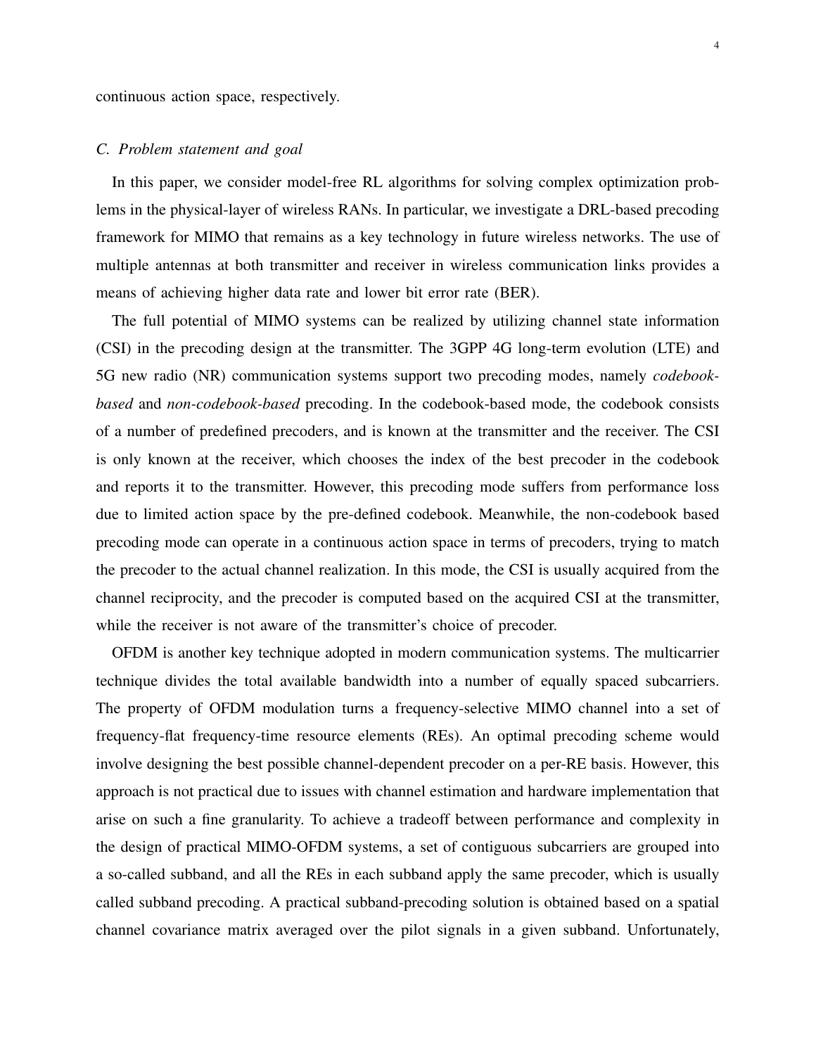continuous action space, respectively.

### C. Problem statement and goal

In this paper, we consider model-free RL algorithms for solving complex optimization problems in the physical-layer of wireless RANs. In particular, we investigate a DRL-based precoding framework for MIMO that remains as a key technology in future wireless networks. The use of multiple antennas at both transmitter and receiver in wireless communication links provides a means of achieving higher data rate and lower bit error rate (BER).

The full potential of MIMO systems can be realized by utilizing channel state information (CSI) in the precoding design at the transmitter. The 3GPP 4G long-term evolution (LTE) and 5G new radio (NR) communication systems support two precoding modes, namely *codebook-based* and *non-codebook-based* precoding. In the codebook-based mode, the codebook consists of a number of predefined precoders, and is known at the transmitter and the receiver. The CSI is only known at the receiver, which chooses the index of the best precoder in the codebook and reports it to the transmitter. However, this precoding mode suffers from performance loss due to limited action space by the pre-defined codebook. Meanwhile, the non-codebook based precoding mode can operate in a continuous action space in terms of precoders, trying to match the precoder to the actual channel realization. In this mode, the CSI is usually acquired from the channel reciprocity, and the precoder is computed based on the acquired CSI at the transmitter, while the receiver is not aware of the transmitter's choice of precoder.

OFDM is another key technique adopted in modern communication systems. The multicarrier technique divides the total available bandwidth into a number of equally spaced subcarriers. The property of OFDM modulation turns a frequency-selective MIMO channel into a set of frequency-flat frequency-time resource elements (REs). An optimal precoding scheme would involve designing the best possible channel-dependent precoder on a per-RE basis. However, this approach is not practical due to issues with channel estimation and hardware implementation that arise on such a fine granularity. To achieve a tradeoff between performance and complexity in the design of practical MIMO-OFDM systems, a set of contiguous subcarriers are grouped into a so-called subband, and all the REs in each subband apply the same precoder, which is usually called subband precoding. A practical subband-precoding solution is obtained based on a spatial channel covariance matrix averaged over the pilot signals in a given subband. Unfortunately,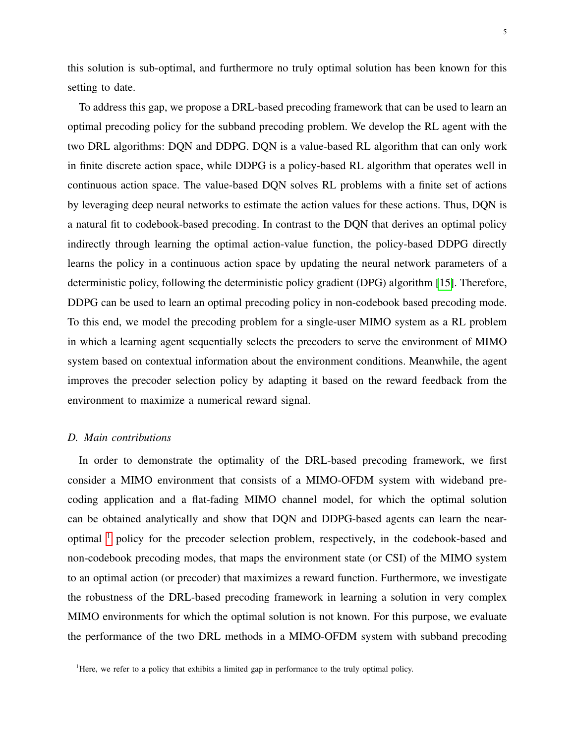this solution is sub-optimal, and furthermore no truly optimal solution has been known for this setting to date.

To address this gap, we propose a DRL-based precoding framework that can be used to learn an optimal precoding policy for the subband precoding problem. We develop the RL agent with the two DRL algorithms: DQN and DDPG. DQN is a value-based RL algorithm that can only work in finite discrete action space, while DDPG is a policy-based RL algorithm that operates well in continuous action space. The value-based DQN solves RL problems with a finite set of actions by leveraging deep neural networks to estimate the action values for these actions. Thus, DQN is a natural fit to codebook-based precoding. In contrast to the DQN that derives an optimal policy indirectly through learning the optimal action-value function, the policy-based DDPG directly learns the policy in a continuous action space by updating the neural network parameters of a deterministic policy, following the deterministic policy gradient (DPG) algorithm [15]. Therefore, DDPG can be used to learn an optimal precoding policy in non-codebook based precoding mode. To this end, we model the precoding problem for a single-user MIMO system as a RL problem in which a learning agent sequentially selects the precoders to serve the environment of MIMO system based on contextual information about the environment conditions. Meanwhile, the agent improves the precoder selection policy by adapting it based on the reward feedback from the environment to maximize a numerical reward signal.

### *D. Main contributions*

In order to demonstrate the optimality of the DRL-based precoding framework, we first consider a MIMO environment that consists of a MIMO-OFDM system with wideband precoding application and a flat-fading MIMO channel model, for which the optimal solution can be obtained analytically and show that DQN and DDPG-based agents can learn the near-optimal [1] policy for the precoder selection problem, respectively, in the codebook-based and non-codebook precoding modes, that maps the environment state (or CSI) of the MIMO system to an optimal action (or precoder) that maximizes a reward function. Furthermore, we investigate the robustness of the DRL-based precoding framework in learning a solution in very complex MIMO environments for which the optimal solution is not known. For this purpose, we evaluate the performance of the two DRL methods in a MIMO-OFDM system with subband precoding

[1] Here, we refer to a policy that exhibits a limited gap in performance to the truly optimal policy.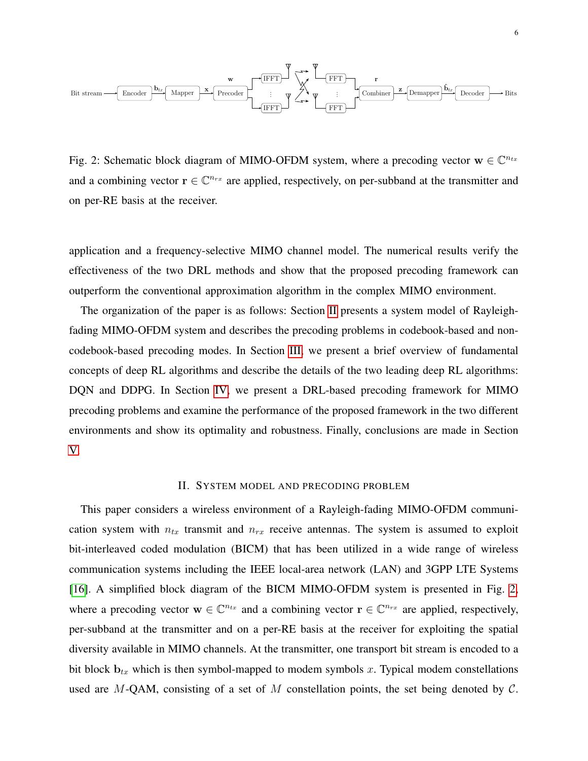Fig. 2: Schematic block diagram of MIMO-OFDM system, where a precoding vector $\mathbf{w} \in \mathbb{C}^{n_{tx}}$ and a combining vector $\mathbf{r} \in \mathbb{C}^{n_{rx}}$ are applied, respectively, on per-subband at the transmitter and on per-RE basis at the receiver.

application and a frequency-selective MIMO channel model. The numerical results verify the effectiveness of the two DRL methods and show that the proposed precoding framework can outperform the conventional approximation algorithm in the complex MIMO environment.

The organization of the paper is as follows: Section II presents a system model of Rayleigh-fading MIMO-OFDM system and describes the precoding problems in codebook-based and non-codebook-based precoding modes. In Section III, we present a brief overview of fundamental concepts of deep RL algorithms and describe the details of the two leading deep RL algorithms: DQN and DDPG. In Section IV, we present a DRL-based precoding framework for MIMO precoding problems and examine the performance of the proposed framework in the two different environments and show its optimality and robustness. Finally, conclusions are made in Section V.

## II. System model and precoding problem

This paper considers a wireless environment of a Rayleigh-fading MIMO-OFDM communication system with $n_{tx}$ transmit and $n_{rx}$ receive antennas. The system is assumed to exploit bit-interleaved coded modulation (BICM) that has been utilized in a wide range of wireless communication systems including the IEEE local-area network (LAN) and 3GPP LTE Systems [16]. A simplified block diagram of the BICM MIMO-OFDM system is presented in Fig. 2, where a precoding vector $\mathbf{w} \in \mathbb{C}^{n_{tx}}$ and a combining vector $\mathbf{r} \in \mathbb{C}^{n_{rx}}$ are applied, respectively, per-subband at the transmitter and on a per-RE basis at the receiver for exploiting the spatial diversity available in MIMO channels. At the transmitter, one transport bit stream is encoded to a bit block $\mathbf{b}_{tx}$ which is then symbol-mapped to modem symbols $x$. Typical modem constellations used are $M$-QAM, consisting of a set of $M$ constellation points, the set being denoted by $\mathcal{C}$.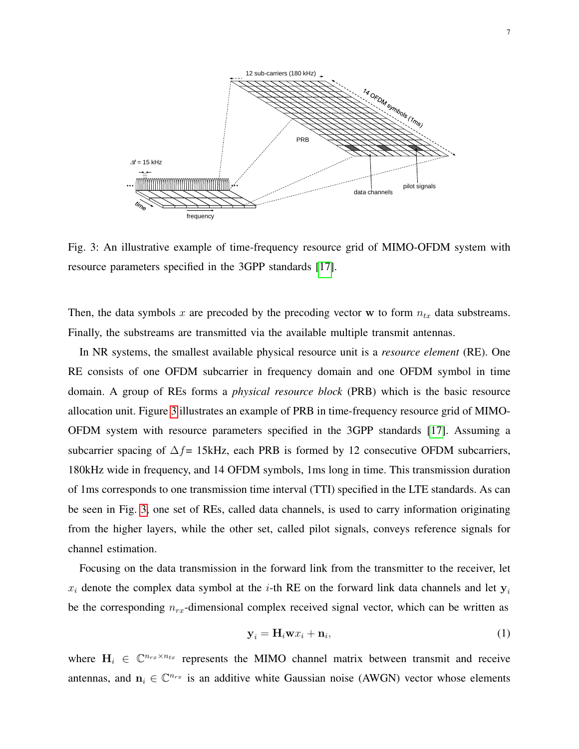Fig. 3: An illustrative example of time-frequency resource grid of MIMO-OFDM system with resource parameters specified in the 3GPP standards [17].

Then, the data symbols $x$ are precoded by the precoding vector $\mathbf{w}$ to form $n_{tx}$ data substreams. Finally, the substreams are transmitted via the available multiple transmit antennas.

In NR systems, the smallest available physical resource unit is a *resource element* (RE). One RE consists of one OFDM subcarrier in frequency domain and one OFDM symbol in time domain. A group of REs forms a *physical resource block* (PRB) which is the basic resource allocation unit. Figure 3 illustrates an example of PRB in time-frequency resource grid of MIMO-OFDM system with resource parameters specified in the 3GPP standards [17]. Assuming a subcarrier spacing of $\Delta f=$ 15kHz, each PRB is formed by 12 consecutive OFDM subcarriers, 180kHz wide in frequency, and 14 OFDM symbols, 1ms long in time. This transmission duration of 1ms corresponds to one transmission time interval (TTI) specified in the LTE standards. As can be seen in Fig. 3, one set of REs, called data channels, is used to carry information originating from the higher layers, while the other set, called pilot signals, conveys reference signals for channel estimation.

Focusing on the data transmission in the forward link from the transmitter to the receiver, let $x_i$ denote the complex data symbol at the $i$-th RE on the forward link data channels and let $\mathbf{y}_i$ be the corresponding $n_{rx}$-dimensional complex received signal vector, which can be written as

$$\mathbf{y}_i = \mathbf{H}_i \mathbf{w} x_i + \mathbf{n}_i, \tag{1}$$

where $\mathbf{H}_i \in \mathbb{C}^{n_{rx} \times n_{tx}}$ represents the MIMO channel matrix between transmit and receive antennas, and $\mathbf{n}_i \in \mathbb{C}^{n_{rx}}$ is an additive white Gaussian noise (AWGN) vector whose elements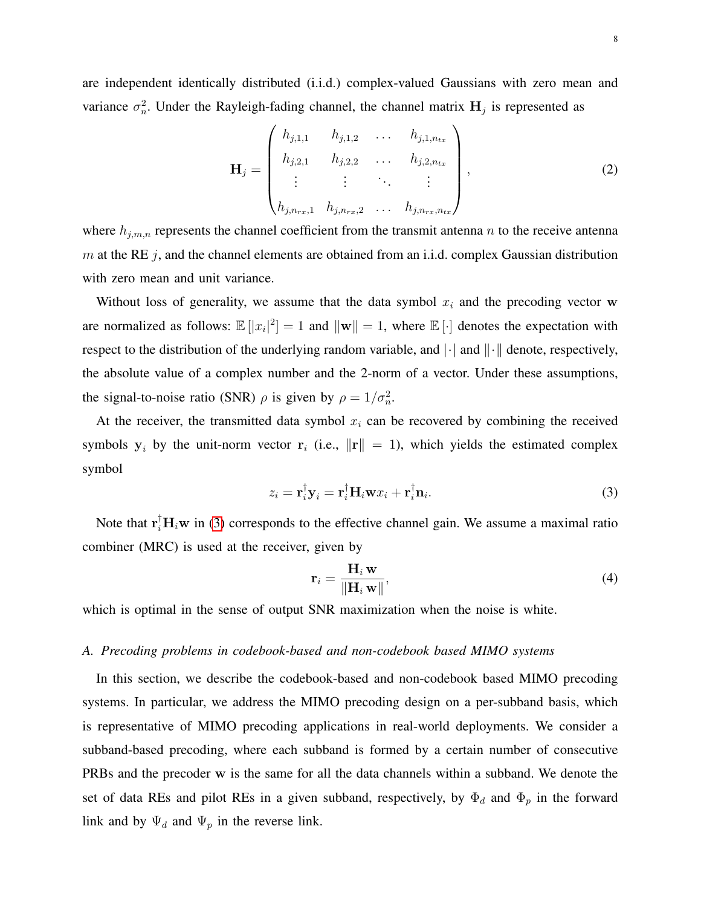are independent identically distributed (i.i.d.) complex-valued Gaussians with zero mean and variance $\sigma_n^2$. Under the Rayleigh-fading channel, the channel matrix $\mathbf{H}_j$ is represented as

$$\mathbf{H}_j = \begin{pmatrix} h_{j,1,1} & h_{j,1,2} & \dots & h_{j,1,n_{tx}} \\ h_{j,2,1} & h_{j,2,2} & \dots & h_{j,2,n_{tx}} \\ \vdots & \vdots & \ddots & \vdots \\ h_{j,n_{rx},1} & h_{j,n_{rx},2} & \dots & h_{j,n_{rx},n_{tx}} \end{pmatrix}, \tag{2}$$

where $h_{j,m,n}$ represents the channel coefficient from the transmit antenna $n$ to the receive antenna $m$ at the RE $j$, and the channel elements are obtained from an i.i.d. complex Gaussian distribution with zero mean and unit variance.

Without loss of generality, we assume that the data symbol $x_i$ and the precoding vector $\mathbf{w}$ are normalized as follows: $\mathbb{E}\left[|x_i|^2\right] = 1$ and $\|\mathbf{w}\| = 1$, where $\mathbb{E}\left[\cdot\right]$ denotes the expectation with respect to the distribution of the underlying random variable, and $|\cdot|$ and $\|\cdot\|$ denote, respectively, the absolute value of a complex number and the 2-norm of a vector. Under these assumptions, the signal-to-noise ratio (SNR) $\rho$ is given by $\rho = 1/\sigma_n^2$.

At the receiver, the transmitted data symbol $x_i$ can be recovered by combining the received symbols $\mathbf{y}_i$ by the unit-norm vector $\mathbf{r}_i$ (i.e., $\|\mathbf{r}\| = 1$), which yields the estimated complex symbol

$$z_i = \mathbf{r}_i^{\dagger}\mathbf{y}_i = \mathbf{r}_i^{\dagger}\mathbf{H}_i\mathbf{w}x_i + \mathbf{r}_i^{\dagger}\mathbf{n}_i. \tag{3}$$

Note that $\mathbf{r}_i^{\dagger}\mathbf{H}_i\mathbf{w}$ in (3) corresponds to the effective channel gain. We assume a maximal ratio combiner (MRC) is used at the receiver, given by

$$\mathbf{r}_i = \frac{\mathbf{H}_i\,\mathbf{w}}{\|\mathbf{H}_i\,\mathbf{w}\|}, \tag{4}$$

which is optimal in the sense of output SNR maximization when the noise is white.

### A. Precoding problems in codebook-based and non-codebook based MIMO systems

In this section, we describe the codebook-based and non-codebook based MIMO precoding systems. In particular, we address the MIMO precoding design on a per-subband basis, which is representative of MIMO precoding applications in real-world deployments. We consider a subband-based precoding, where each subband is formed by a certain number of consecutive PRBs and the precoder $\mathbf{w}$ is the same for all the data channels within a subband. We denote the set of data REs and pilot REs in a given subband, respectively, by $\Phi_d$ and $\Phi_p$ in the forward link and by $\Psi_d$ and $\Psi_p$ in the reverse link.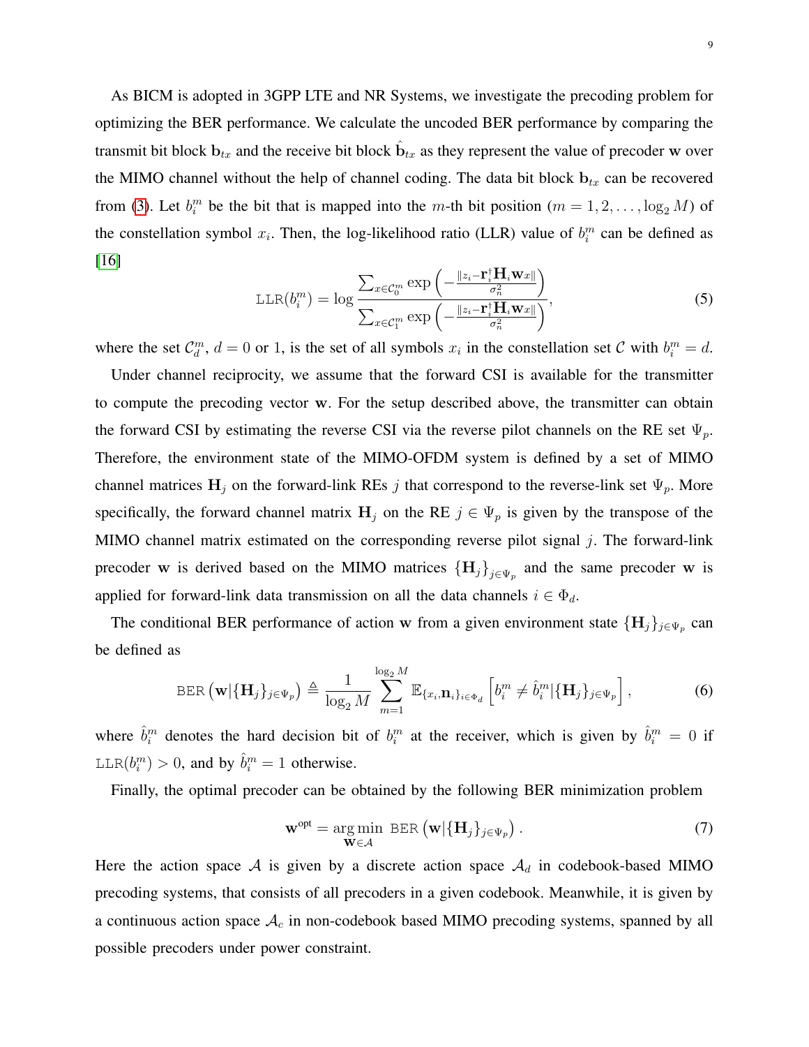As BICM is adopted in 3GPP LTE and NR Systems, we investigate the precoding problem for optimizing the BER performance. We calculate the uncoded BER performance by comparing the transmit bit block $\mathbf{b}_{tx}$ and the receive bit block $\hat{\mathbf{b}}_{tx}$ as they represent the value of precoder $\mathbf{w}$ over the MIMO channel without the help of channel coding. The data bit block $\mathbf{b}_{tx}$ can be recovered from (3). Let $b_i^m$ be the bit that is mapped into the $m$-th bit position ($m = 1, 2, \ldots, \log_2 M$) of the constellation symbol $x_i$. Then, the log-likelihood ratio (LLR) value of $b_i^m$ can be defined as [16]

$$\texttt{LLR}(b_i^m) = \log \frac{\sum_{x \in \mathcal{C}_0^m} \exp\left(-\frac{\|z_i - \mathbf{r}_i^\dagger \mathbf{H}_i \mathbf{w} x\|}{\sigma_n^2}\right)}{\sum_{x \in \mathcal{C}_1^m} \exp\left(-\frac{\|z_i - \mathbf{r}_i^\dagger \mathbf{H}_i \mathbf{w} x\|}{\sigma_n^2}\right)}, \tag{5}$$

where the set $\mathcal{C}_d^m$, $d = 0$ or $1$, is the set of all symbols $x_i$ in the constellation set $\mathcal{C}$ with $b_i^m = d$.

Under channel reciprocity, we assume that the forward CSI is available for the transmitter to compute the precoding vector $\mathbf{w}$. For the setup described above, the transmitter can obtain the forward CSI by estimating the reverse CSI via the reverse pilot channels on the RE set $\Psi_p$. Therefore, the environment state of the MIMO-OFDM system is defined by a set of MIMO channel matrices $\mathbf{H}_j$ on the forward-link REs $j$ that correspond to the reverse-link set $\Psi_p$. More specifically, the forward channel matrix $\mathbf{H}_j$ on the RE $j \in \Psi_p$ is given by the transpose of the MIMO channel matrix estimated on the corresponding reverse pilot signal $j$. The forward-link precoder $\mathbf{w}$ is derived based on the MIMO matrices $\{\mathbf{H}_j\}_{j \in \Psi_p}$ and the same precoder $\mathbf{w}$ is applied for forward-link data transmission on all the data channels $i \in \Phi_d$.

The conditional BER performance of action $\mathbf{w}$ from a given environment state $\{\mathbf{H}_j\}_{j \in \Psi_p}$ can be defined as

$$\texttt{BER}\left(\mathbf{w} | \{\mathbf{H}_j\}_{j \in \Psi_p}\right) \triangleq \frac{1}{\log_2 M} \sum_{m=1}^{\log_2 M} \mathbb{E}_{\{x_i, \mathbf{n}_i\}_{i \in \Phi_d}} \left[ b_i^m \neq \hat{b}_i^m | \{\mathbf{H}_j\}_{j \in \Psi_p} \right], \tag{6}$$

where $\hat{b}_i^m$ denotes the hard decision bit of $b_i^m$ at the receiver, which is given by $\hat{b}_i^m = 0$ if $\texttt{LLR}(b_i^m) > 0$, and by $\hat{b}_i^m = 1$ otherwise.

Finally, the optimal precoder can be obtained by the following BER minimization problem

$$\mathbf{w}^{\text{opt}} = \underset{\mathbf{w} \in \mathcal{A}}{\arg\min} \ \texttt{BER}\left(\mathbf{w} | \{\mathbf{H}_j\}_{j \in \Psi_p}\right). \tag{7}$$

Here the action space $\mathcal{A}$ is given by a discrete action space $\mathcal{A}_d$ in codebook-based MIMO precoding systems, that consists of all precoders in a given codebook. Meanwhile, it is given by a continuous action space $\mathcal{A}_c$ in non-codebook based MIMO precoding systems, spanned by all possible precoders under power constraint.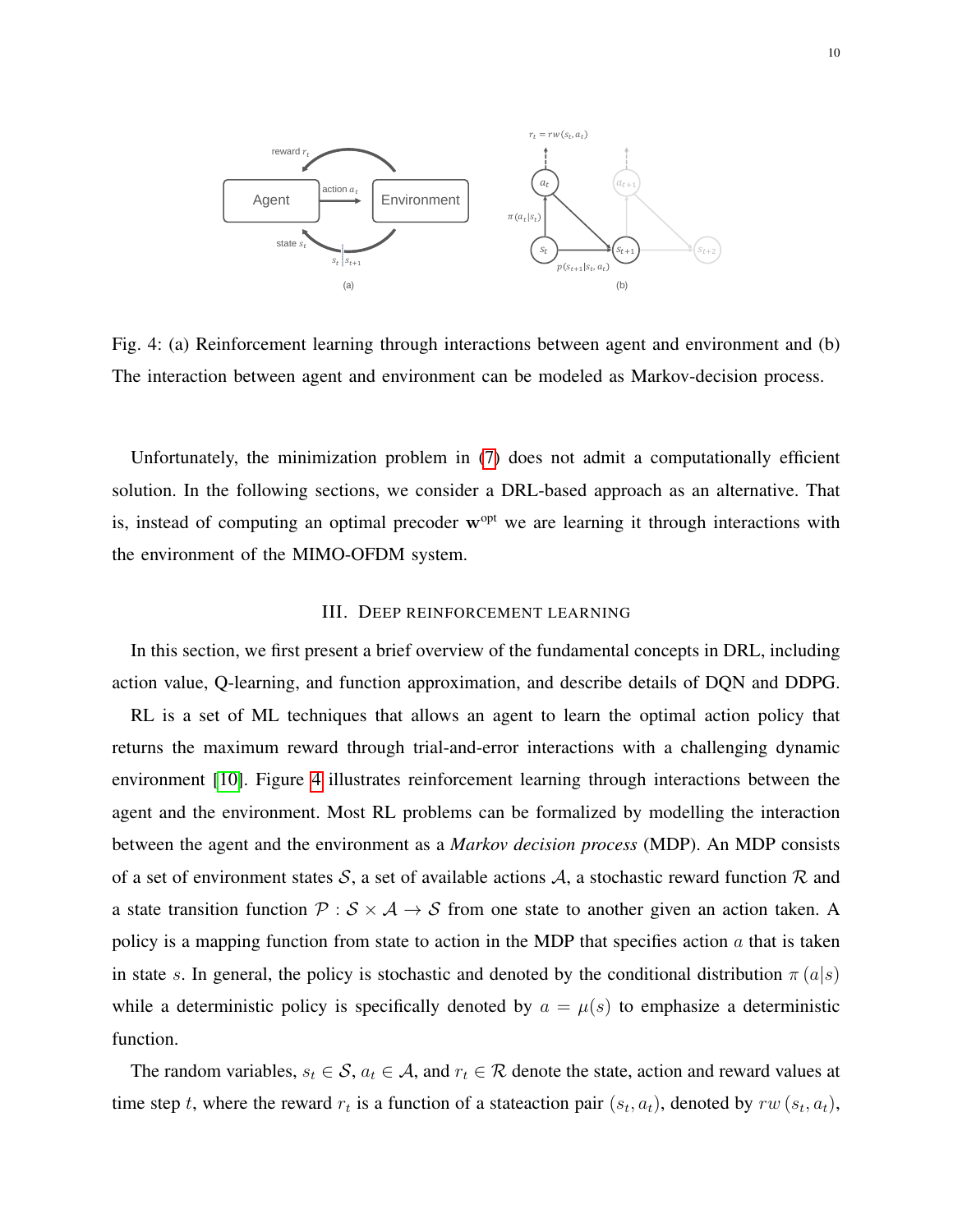Fig. 4: (a) Reinforcement learning through interactions between agent and environment and (b) The interaction between agent and environment can be modeled as Markov-decision process.

Unfortunately, the minimization problem in (7) does not admit a computationally efficient solution. In the following sections, we consider a DRL-based approach as an alternative. That is, instead of computing an optimal precoder $\mathbf{w}^{\text{opt}}$ we are learning it through interactions with the environment of the MIMO-OFDM system.

## III. Deep reinforcement learning

In this section, we first present a brief overview of the fundamental concepts in DRL, including action value, Q-learning, and function approximation, and describe details of DQN and DDPG.

RL is a set of ML techniques that allows an agent to learn the optimal action policy that returns the maximum reward through trial-and-error interactions with a challenging dynamic environment [10]. Figure 4 illustrates reinforcement learning through interactions between the agent and the environment. Most RL problems can be formalized by modelling the interaction between the agent and the environment as a *Markov decision process* (MDP). An MDP consists of a set of environment states $\mathcal{S}$, a set of available actions $\mathcal{A}$, a stochastic reward function $\mathcal{R}$ and a state transition function $\mathcal{P} : \mathcal{S} \times \mathcal{A} \rightarrow \mathcal{S}$ from one state to another given an action taken. A policy is a mapping function from state to action in the MDP that specifies action $a$ that is taken in state $s$. In general, the policy is stochastic and denoted by the conditional distribution $\pi\left(a|s\right)$ while a deterministic policy is specifically denoted by $a = \mu(s)$ to emphasize a deterministic function.

The random variables, $s_t \in \mathcal{S}$, $a_t \in \mathcal{A}$, and $r_t \in \mathcal{R}$ denote the state, action and reward values at time step $t$, where the reward $r_t$ is a function of a stateaction pair $(s_t, a_t)$, denoted by $rw\left(s_t, a_t\right)$,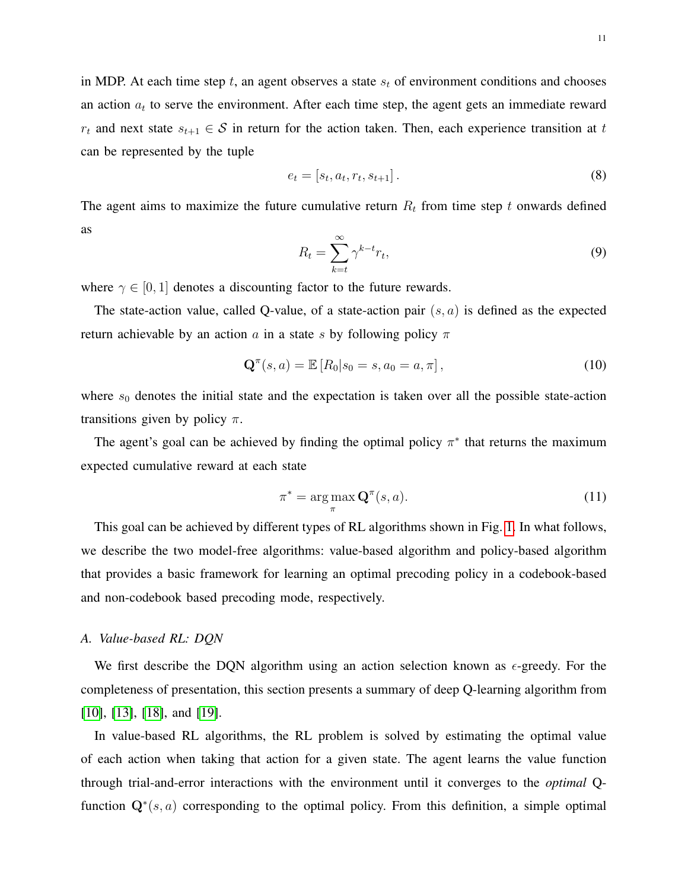in MDP. At each time step $t$, an agent observes a state $s_t$ of environment conditions and chooses an action $a_t$ to serve the environment. After each time step, the agent gets an immediate reward $r_t$ and next state $s_{t+1} \in \mathcal{S}$ in return for the action taken. Then, each experience transition at $t$ can be represented by the tuple

$$e_t = [s_t, a_t, r_t, s_{t+1}]. \tag{8}$$

The agent aims to maximize the future cumulative return $R_t$ from time step $t$ onwards defined as

$$R_t = \sum_{k=t}^{\infty} \gamma^{k-t} r_t, \tag{9}$$

where $\gamma \in [0, 1]$ denotes a discounting factor to the future rewards.

The state-action value, called Q-value, of a state-action pair $(s, a)$ is defined as the expected return achievable by an action $a$ in a state $s$ by following policy $\pi$

$$\mathbf{Q}^{\pi}(s, a) = \mathbb{E}\left[R_0 | s_0 = s, a_0 = a, \pi\right], \tag{10}$$

where $s_0$ denotes the initial state and the expectation is taken over all the possible state-action transitions given by policy $\pi$.

The agent's goal can be achieved by finding the optimal policy $\pi^*$ that returns the maximum expected cumulative reward at each state

$$\pi^* = \arg\max_{\pi} \mathbf{Q}^{\pi}(s, a). \tag{11}$$

This goal can be achieved by different types of RL algorithms shown in Fig. 1. In what follows, we describe the two model-free algorithms: value-based algorithm and policy-based algorithm that provides a basic framework for learning an optimal precoding policy in a codebook-based and non-codebook based precoding mode, respectively.

### *A. Value-based RL: DQN*

We first describe the DQN algorithm using an action selection known as $\epsilon$-greedy. For the completeness of presentation, this section presents a summary of deep Q-learning algorithm from [10], [13], [18], and [19].

In value-based RL algorithms, the RL problem is solved by estimating the optimal value of each action when taking that action for a given state. The agent learns the value function through trial-and-error interactions with the environment until it converges to the *optimal* Q-function $\mathbf{Q}^*(s, a)$ corresponding to the optimal policy. From this definition, a simple optimal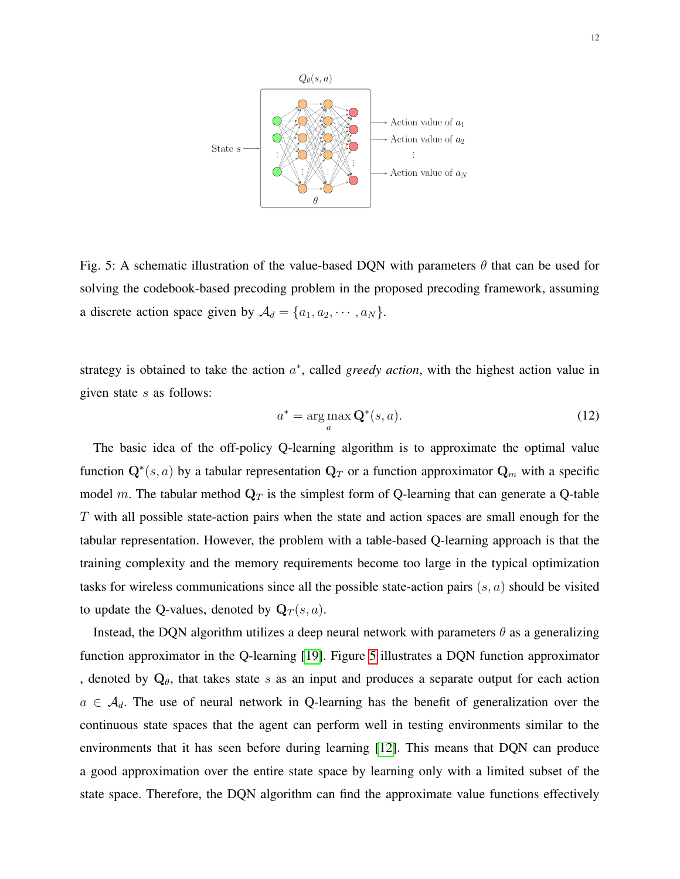Fig. 5: A schematic illustration of the value-based DQN with parameters $\theta$ that can be used for solving the codebook-based precoding problem in the proposed precoding framework, assuming a discrete action space given by $\mathcal{A}_d = \{a_1, a_2, \cdots, a_N\}$.

strategy is obtained to take the action $a^*$, called *greedy action*, with the highest action value in given state $s$ as follows:

$$a^* = \arg\max_{a} \mathbf{Q}^*(s, a). \tag{12}$$

The basic idea of the off-policy Q-learning algorithm is to approximate the optimal value function $\mathbf{Q}^*(s, a)$ by a tabular representation $\mathbf{Q}_T$ or a function approximator $\mathbf{Q}_m$ with a specific model $m$. The tabular method $\mathbf{Q}_T$ is the simplest form of Q-learning that can generate a Q-table $T$ with all possible state-action pairs when the state and action spaces are small enough for the tabular representation. However, the problem with a table-based Q-learning approach is that the training complexity and the memory requirements become too large in the typical optimization tasks for wireless communications since all the possible state-action pairs $(s, a)$ should be visited to update the Q-values, denoted by $\mathbf{Q}_T(s, a)$.

Instead, the DQN algorithm utilizes a deep neural network with parameters $\theta$ as a generalizing function approximator in the Q-learning [19]. Figure 5 illustrates a DQN function approximator , denoted by $\mathbf{Q}_\theta$, that takes state $s$ as an input and produces a separate output for each action $a \in \mathcal{A}_d$. The use of neural network in Q-learning has the benefit of generalization over the continuous state spaces that the agent can perform well in testing environments similar to the environments that it has seen before during learning [12]. This means that DQN can produce a good approximation over the entire state space by learning only with a limited subset of the state space. Therefore, the DQN algorithm can find the approximate value functions effectively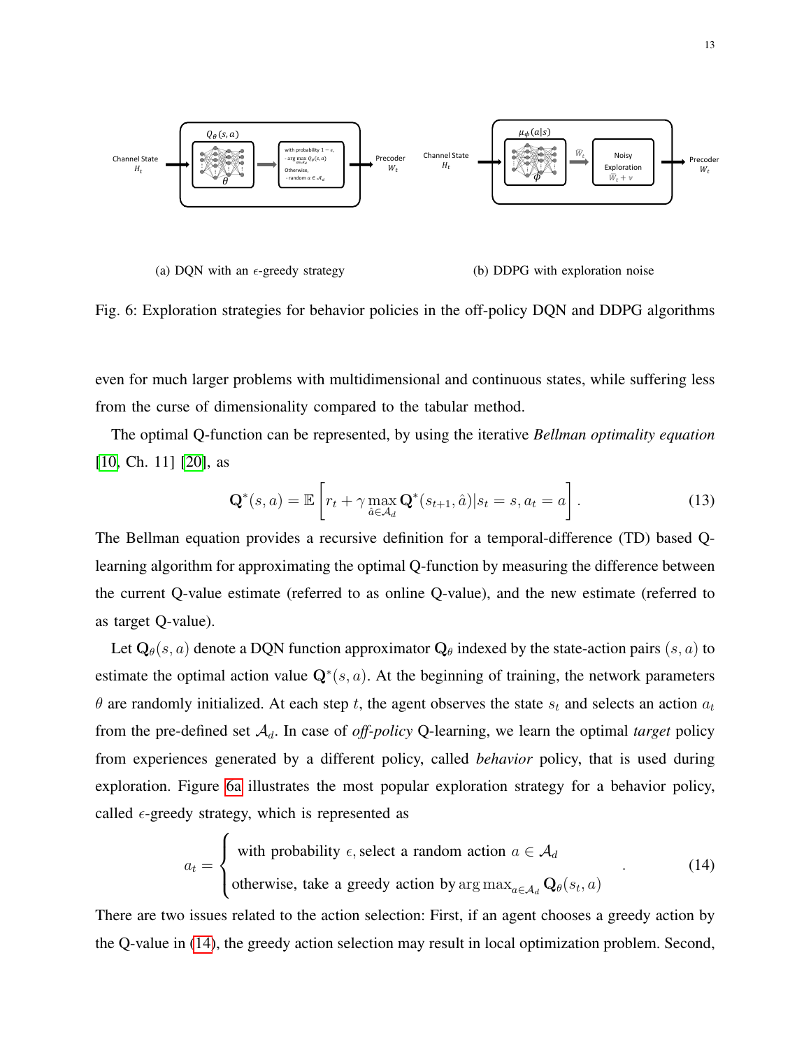(a) DQN with an $\epsilon$-greedy strategy

(b) DDPG with exploration noise

Fig. 6: Exploration strategies for behavior policies in the off-policy DQN and DDPG algorithms

even for much larger problems with multidimensional and continuous states, while suffering less from the curse of dimensionality compared to the tabular method.

The optimal Q-function can be represented, by using the iterative *Bellman optimality equation* [10, Ch. 11] [20], as

$$\mathbf{Q}^*(s,a) = \mathbb{E}\left[r_t + \gamma \max_{\hat{a}\in\mathcal{A}_d} \mathbf{Q}^*(s_{t+1},\hat{a})|s_t = s, a_t = a\right]. \tag{13}$$

The Bellman equation provides a recursive definition for a temporal-difference (TD) based Q-learning algorithm for approximating the optimal Q-function by measuring the difference between the current Q-value estimate (referred to as online Q-value), and the new estimate (referred to as target Q-value).

Let $\mathbf{Q}_\theta(s,a)$ denote a DQN function approximator $\mathbf{Q}_\theta$ indexed by the state-action pairs $(s,a)$ to estimate the optimal action value $\mathbf{Q}^*(s,a)$. At the beginning of training, the network parameters $\theta$ are randomly initialized. At each step $t$, the agent observes the state $s_t$ and selects an action $a_t$ from the pre-defined set $\mathcal{A}_d$. In case of *off-policy* Q-learning, we learn the optimal *target* policy from experiences generated by a different policy, called *behavior* policy, that is used during exploration. Figure 6a illustrates the most popular exploration strategy for a behavior policy, called $\epsilon$-greedy strategy, which is represented as

$$a_t = \begin{cases} \text{with probability } \epsilon, \text{select a random action } a \in \mathcal{A}_d \\ \text{otherwise, take a greedy action by } \arg\max_{a\in\mathcal{A}_d} \mathbf{Q}_\theta(s_t,a) \end{cases}. \tag{14}$$

There are two issues related to the action selection: First, if an agent chooses a greedy action by the Q-value in (14), the greedy action selection may result in local optimization problem. Second,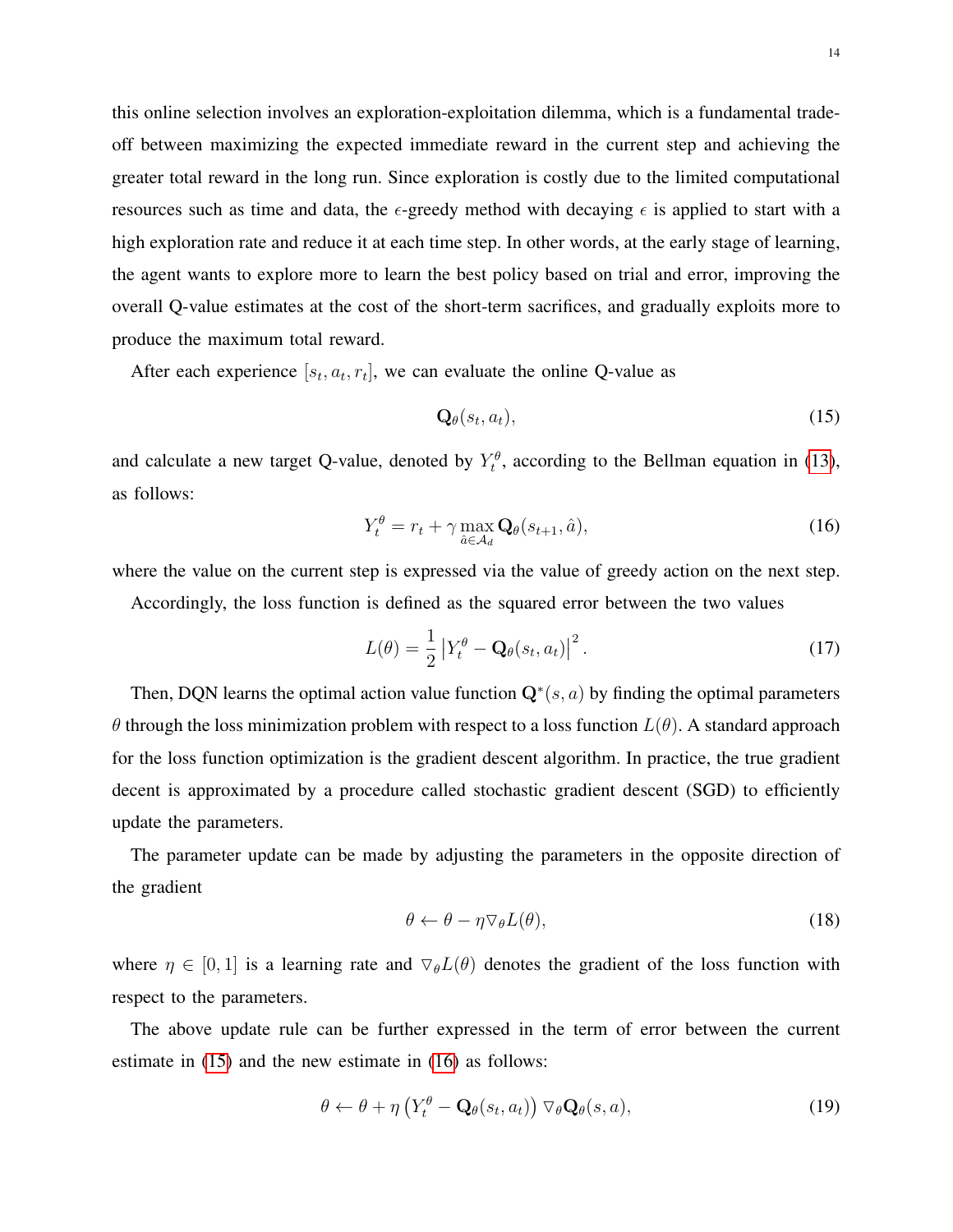this online selection involves an exploration-exploitation dilemma, which is a fundamental trade-off between maximizing the expected immediate reward in the current step and achieving the greater total reward in the long run. Since exploration is costly due to the limited computational resources such as time and data, the $\epsilon$-greedy method with decaying $\epsilon$ is applied to start with a high exploration rate and reduce it at each time step. In other words, at the early stage of learning, the agent wants to explore more to learn the best policy based on trial and error, improving the overall Q-value estimates at the cost of the short-term sacrifices, and gradually exploits more to produce the maximum total reward.

After each experience $[s_t, a_t, r_t]$, we can evaluate the online Q-value as

$$\mathbf{Q}_\theta(s_t, a_t), \tag{15}$$

and calculate a new target Q-value, denoted by $Y_t^\theta$, according to the Bellman equation in (13), as follows:

$$Y_t^\theta = r_t + \gamma \max_{\hat{a} \in \mathcal{A}_d} \mathbf{Q}_\theta(s_{t+1}, \hat{a}), \tag{16}$$

where the value on the current step is expressed via the value of greedy action on the next step.

Accordingly, the loss function is defined as the squared error between the two values

$$L(\theta) = \frac{1}{2} \left| Y_t^\theta - \mathbf{Q}_\theta(s_t, a_t) \right|^2. \tag{17}$$

Then, DQN learns the optimal action value function $\mathbf{Q}^*(s, a)$ by finding the optimal parameters $\theta$ through the loss minimization problem with respect to a loss function $L(\theta)$. A standard approach for the loss function optimization is the gradient descent algorithm. In practice, the true gradient decent is approximated by a procedure called stochastic gradient descent (SGD) to efficiently update the parameters.

The parameter update can be made by adjusting the parameters in the opposite direction of the gradient

$$\theta \leftarrow \theta - \eta \nabla_\theta L(\theta), \tag{18}$$

where $\eta \in [0, 1]$ is a learning rate and $\nabla_\theta L(\theta)$ denotes the gradient of the loss function with respect to the parameters.

The above update rule can be further expressed in the term of error between the current estimate in (15) and the new estimate in (16) as follows:

$$\theta \leftarrow \theta + \eta \left( Y_t^\theta - \mathbf{Q}_\theta(s_t, a_t) \right) \nabla_\theta \mathbf{Q}_\theta(s, a), \tag{19}$$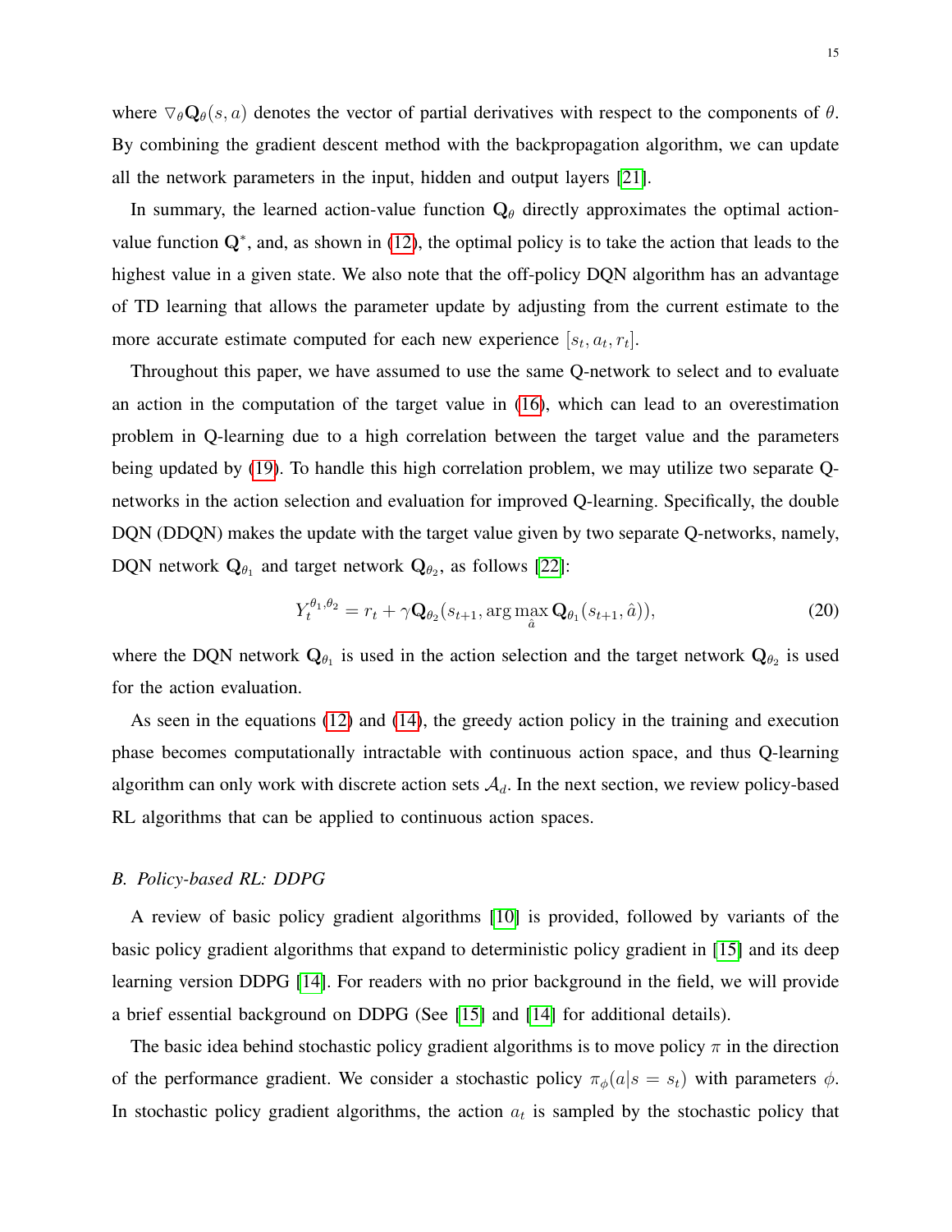where $\nabla_\theta \mathbf{Q}_\theta(s, a)$ denotes the vector of partial derivatives with respect to the components of $\theta$. By combining the gradient descent method with the backpropagation algorithm, we can update all the network parameters in the input, hidden and output layers [21].

In summary, the learned action-value function $\mathbf{Q}_\theta$ directly approximates the optimal action-value function $\mathbf{Q}^*$, and, as shown in (12), the optimal policy is to take the action that leads to the highest value in a given state. We also note that the off-policy DQN algorithm has an advantage of TD learning that allows the parameter update by adjusting from the current estimate to the more accurate estimate computed for each new experience $[s_t, a_t, r_t]$.

Throughout this paper, we have assumed to use the same Q-network to select and to evaluate an action in the computation of the target value in (16), which can lead to an overestimation problem in Q-learning due to a high correlation between the target value and the parameters being updated by (19). To handle this high correlation problem, we may utilize two separate Q-networks in the action selection and evaluation for improved Q-learning. Specifically, the double DQN (DDQN) makes the update with the target value given by two separate Q-networks, namely, DQN network $\mathbf{Q}_{\theta_1}$ and target network $\mathbf{Q}_{\theta_2}$, as follows [22]:

$$Y_t^{\theta_1, \theta_2} = r_t + \gamma \mathbf{Q}_{\theta_2}(s_{t+1}, \arg\max_{\hat{a}} \mathbf{Q}_{\theta_1}(s_{t+1}, \hat{a})), \tag{20}$$

where the DQN network $\mathbf{Q}_{\theta_1}$ is used in the action selection and the target network $\mathbf{Q}_{\theta_2}$ is used for the action evaluation.

As seen in the equations (12) and (14), the greedy action policy in the training and execution phase becomes computationally intractable with continuous action space, and thus Q-learning algorithm can only work with discrete action sets $\mathcal{A}_d$. In the next section, we review policy-based RL algorithms that can be applied to continuous action spaces.

### *B. Policy-based RL: DDPG*

A review of basic policy gradient algorithms [10] is provided, followed by variants of the basic policy gradient algorithms that expand to deterministic policy gradient in [15] and its deep learning version DDPG [14]. For readers with no prior background in the field, we will provide a brief essential background on DDPG (See [15] and [14] for additional details).

The basic idea behind stochastic policy gradient algorithms is to move policy $\pi$ in the direction of the performance gradient. We consider a stochastic policy $\pi_\phi(a|s = s_t)$ with parameters $\phi$. In stochastic policy gradient algorithms, the action $a_t$ is sampled by the stochastic policy that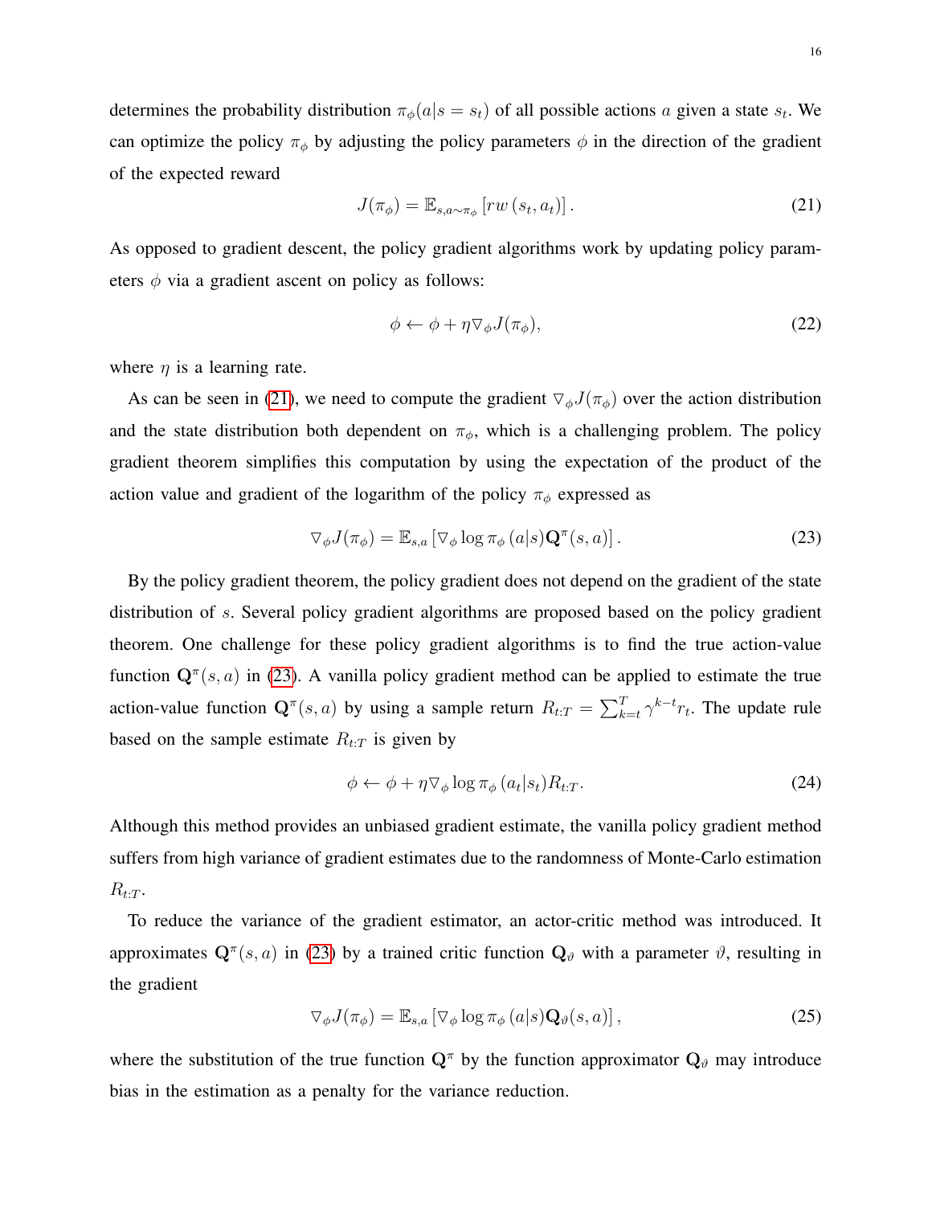determines the probability distribution $\pi_\phi(a|s = s_t)$ of all possible actions $a$ given a state $s_t$. We can optimize the policy $\pi_\phi$ by adjusting the policy parameters $\phi$ in the direction of the gradient of the expected reward

$$J(\pi_\phi) = \mathbb{E}_{s,a\sim\pi_\phi}\left[rw\left(s_t, a_t\right)\right]. \tag{21}$$

As opposed to gradient descent, the policy gradient algorithms work by updating policy parameters $\phi$ via a gradient ascent on policy as follows:

$$\phi \leftarrow \phi + \eta \nabla_\phi J(\pi_\phi), \tag{22}$$

where $\eta$ is a learning rate.

As can be seen in (21), we need to compute the gradient $\nabla_\phi J(\pi_\phi)$ over the action distribution and the state distribution both dependent on $\pi_\phi$, which is a challenging problem. The policy gradient theorem simplifies this computation by using the expectation of the product of the action value and gradient of the logarithm of the policy $\pi_\phi$ expressed as

$$\nabla_\phi J(\pi_\phi) = \mathbb{E}_{s,a}\left[\nabla_\phi \log \pi_\phi\left(a|s\right)\mathbf{Q}^\pi(s,a)\right]. \tag{23}$$

By the policy gradient theorem, the policy gradient does not depend on the gradient of the state distribution of $s$. Several policy gradient algorithms are proposed based on the policy gradient theorem. One challenge for these policy gradient algorithms is to find the true action-value function $\mathbf{Q}^\pi(s,a)$ in (23). A vanilla policy gradient method can be applied to estimate the true action-value function $\mathbf{Q}^\pi(s,a)$ by using a sample return $R_{t:T} = \sum_{k=t}^{T}\gamma^{k-t}r_t$. The update rule based on the sample estimate $R_{t:T}$ is given by

$$\phi \leftarrow \phi + \eta \nabla_\phi \log \pi_\phi\left(a_t|s_t\right)R_{t:T}. \tag{24}$$

Although this method provides an unbiased gradient estimate, the vanilla policy gradient method suffers from high variance of gradient estimates due to the randomness of Monte-Carlo estimation $R_{t:T}$.

To reduce the variance of the gradient estimator, an actor-critic method was introduced. It approximates $\mathbf{Q}^\pi(s,a)$ in (23) by a trained critic function $\mathbf{Q}_\vartheta$ with a parameter $\vartheta$, resulting in the gradient

$$\nabla_\phi J(\pi_\phi) = \mathbb{E}_{s,a}\left[\nabla_\phi \log \pi_\phi\left(a|s\right)\mathbf{Q}_\vartheta(s,a)\right], \tag{25}$$

where the substitution of the true function $\mathbf{Q}^\pi$ by the function approximator $\mathbf{Q}_\vartheta$ may introduce bias in the estimation as a penalty for the variance reduction.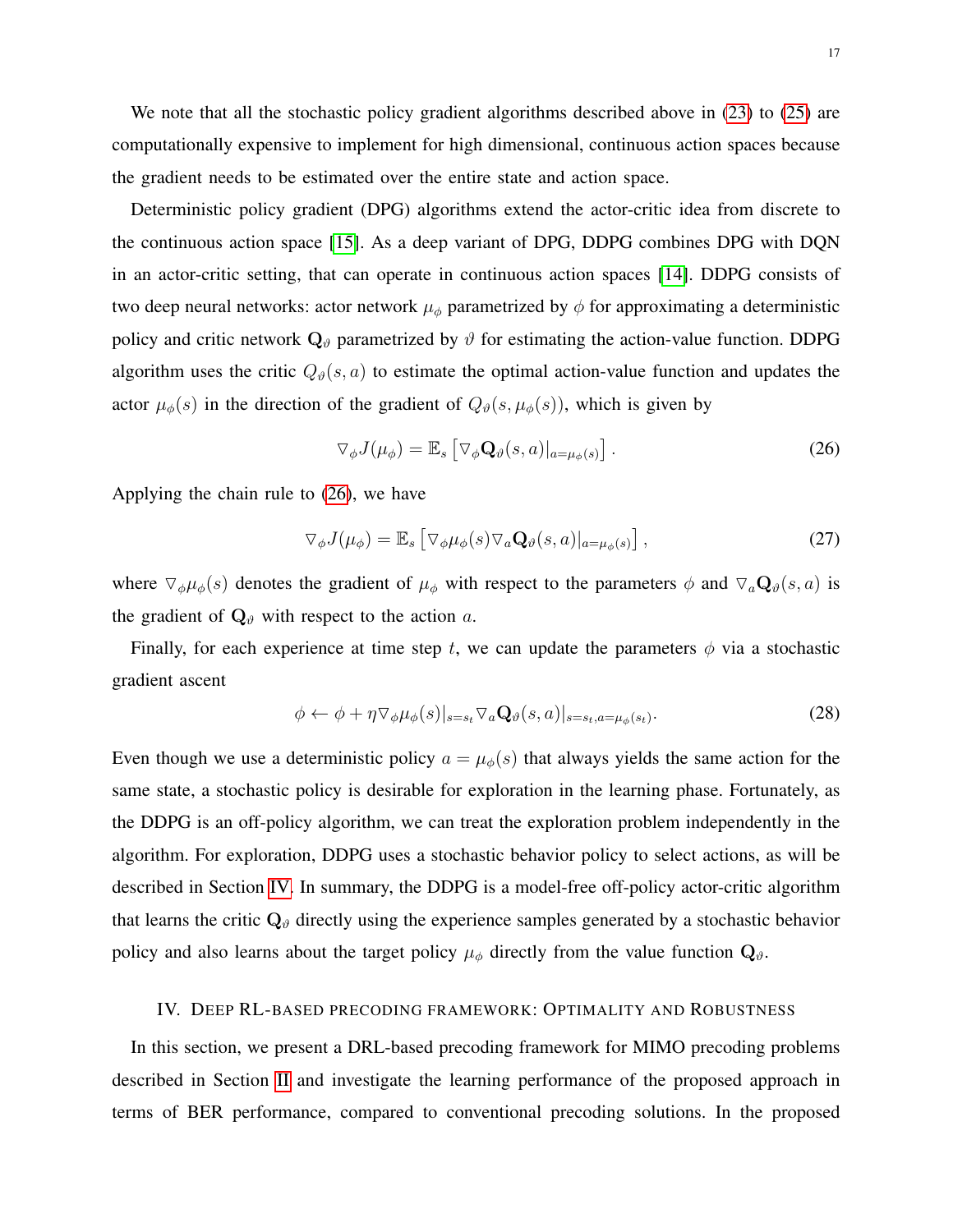We note that all the stochastic policy gradient algorithms described above in (23) to (25) are computationally expensive to implement for high dimensional, continuous action spaces because the gradient needs to be estimated over the entire state and action space.

Deterministic policy gradient (DPG) algorithms extend the actor-critic idea from discrete to the continuous action space [15]. As a deep variant of DPG, DDPG combines DPG with DQN in an actor-critic setting, that can operate in continuous action spaces [14]. DDPG consists of two deep neural networks: actor network $\mu_\phi$ parametrized by $\phi$ for approximating a deterministic policy and critic network $\mathbf{Q}_\vartheta$ parametrized by $\vartheta$ for estimating the action-value function. DDPG algorithm uses the critic $Q_\vartheta(s,a)$ to estimate the optimal action-value function and updates the actor $\mu_\phi(s)$ in the direction of the gradient of $Q_\vartheta(s, \mu_\phi(s))$, which is given by

$$\nabla_\phi J(\mu_\phi) = \mathbb{E}_s \left[ \nabla_\phi \mathbf{Q}_\vartheta(s,a)|_{a=\mu_\phi(s)} \right]. \tag{26}$$

Applying the chain rule to (26), we have

$$\nabla_\phi J(\mu_\phi) = \mathbb{E}_s \left[ \nabla_\phi \mu_\phi(s) \nabla_a \mathbf{Q}_\vartheta(s,a)|_{a=\mu_\phi(s)} \right], \tag{27}$$

where $\nabla_\phi \mu_\phi(s)$ denotes the gradient of $\mu_\phi$ with respect to the parameters $\phi$ and $\nabla_a \mathbf{Q}_\vartheta(s,a)$ is the gradient of $\mathbf{Q}_\vartheta$ with respect to the action $a$.

Finally, for each experience at time step $t$, we can update the parameters $\phi$ via a stochastic gradient ascent

$$\phi \leftarrow \phi + \eta \nabla_\phi \mu_\phi(s)|_{s=s_t} \nabla_a \mathbf{Q}_\vartheta(s,a)|_{s=s_t, a=\mu_\phi(s_t)}. \tag{28}$$

Even though we use a deterministic policy $a = \mu_\phi(s)$ that always yields the same action for the same state, a stochastic policy is desirable for exploration in the learning phase. Fortunately, as the DDPG is an off-policy algorithm, we can treat the exploration problem independently in the algorithm. For exploration, DDPG uses a stochastic behavior policy to select actions, as will be described in Section IV. In summary, the DDPG is a model-free off-policy actor-critic algorithm that learns the critic $\mathbf{Q}_\vartheta$ directly using the experience samples generated by a stochastic behavior policy and also learns about the target policy $\mu_\phi$ directly from the value function $\mathbf{Q}_\vartheta$.

## IV. Deep RL-based Precoding Framework: Optimality and Robustness

In this section, we present a DRL-based precoding framework for MIMO precoding problems described in Section II and investigate the learning performance of the proposed approach in terms of BER performance, compared to conventional precoding solutions. In the proposed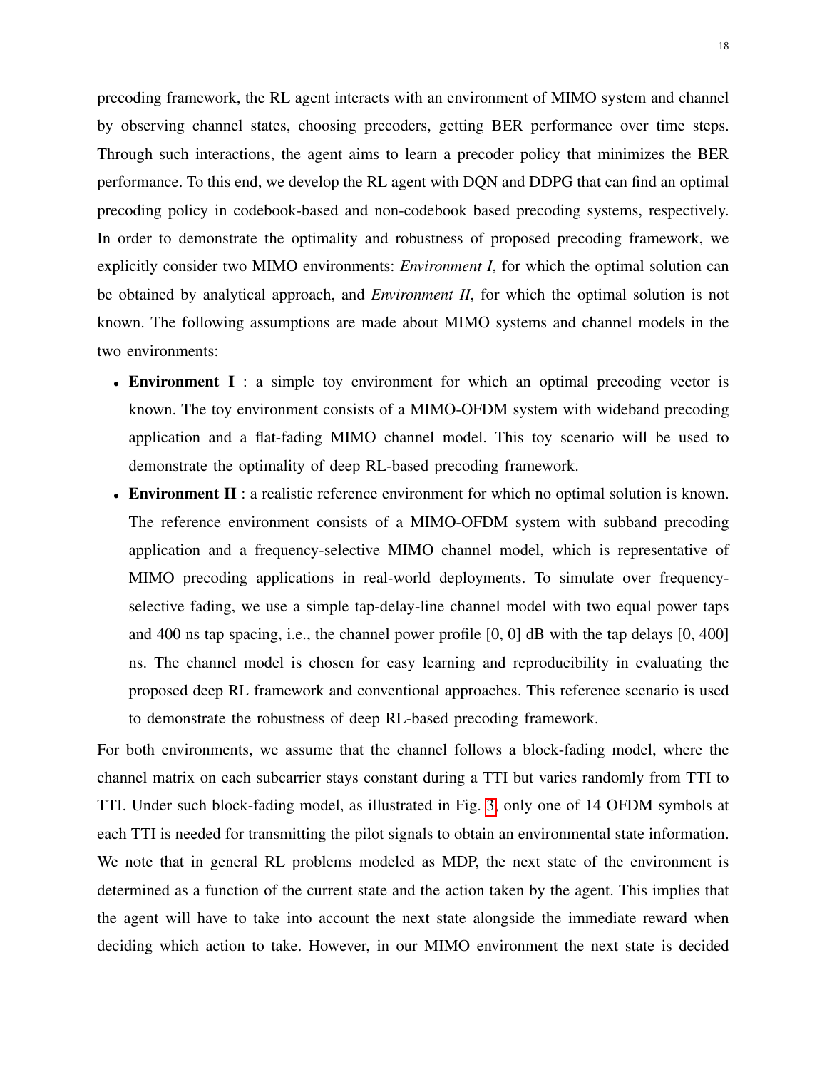precoding framework, the RL agent interacts with an environment of MIMO system and channel by observing channel states, choosing precoders, getting BER performance over time steps. Through such interactions, the agent aims to learn a precoder policy that minimizes the BER performance. To this end, we develop the RL agent with DQN and DDPG that can find an optimal precoding policy in codebook-based and non-codebook based precoding systems, respectively. In order to demonstrate the optimality and robustness of proposed precoding framework, we explicitly consider two MIMO environments: *Environment I*, for which the optimal solution can be obtained by analytical approach, and *Environment II*, for which the optimal solution is not known. The following assumptions are made about MIMO systems and channel models in the two environments:

- **Environment I** : a simple toy environment for which an optimal precoding vector is known. The toy environment consists of a MIMO-OFDM system with wideband precoding application and a flat-fading MIMO channel model. This toy scenario will be used to demonstrate the optimality of deep RL-based precoding framework.
- **Environment II** : a realistic reference environment for which no optimal solution is known. The reference environment consists of a MIMO-OFDM system with subband precoding application and a frequency-selective MIMO channel model, which is representative of MIMO precoding applications in real-world deployments. To simulate over frequency-selective fading, we use a simple tap-delay-line channel model with two equal power taps and 400 ns tap spacing, i.e., the channel power profile [0, 0] dB with the tap delays [0, 400] ns. The channel model is chosen for easy learning and reproducibility in evaluating the proposed deep RL framework and conventional approaches. This reference scenario is used to demonstrate the robustness of deep RL-based precoding framework.

For both environments, we assume that the channel follows a block-fading model, where the channel matrix on each subcarrier stays constant during a TTI but varies randomly from TTI to TTI. Under such block-fading model, as illustrated in Fig. 3, only one of 14 OFDM symbols at each TTI is needed for transmitting the pilot signals to obtain an environmental state information. We note that in general RL problems modeled as MDP, the next state of the environment is determined as a function of the current state and the action taken by the agent. This implies that the agent will have to take into account the next state alongside the immediate reward when deciding which action to take. However, in our MIMO environment the next state is decided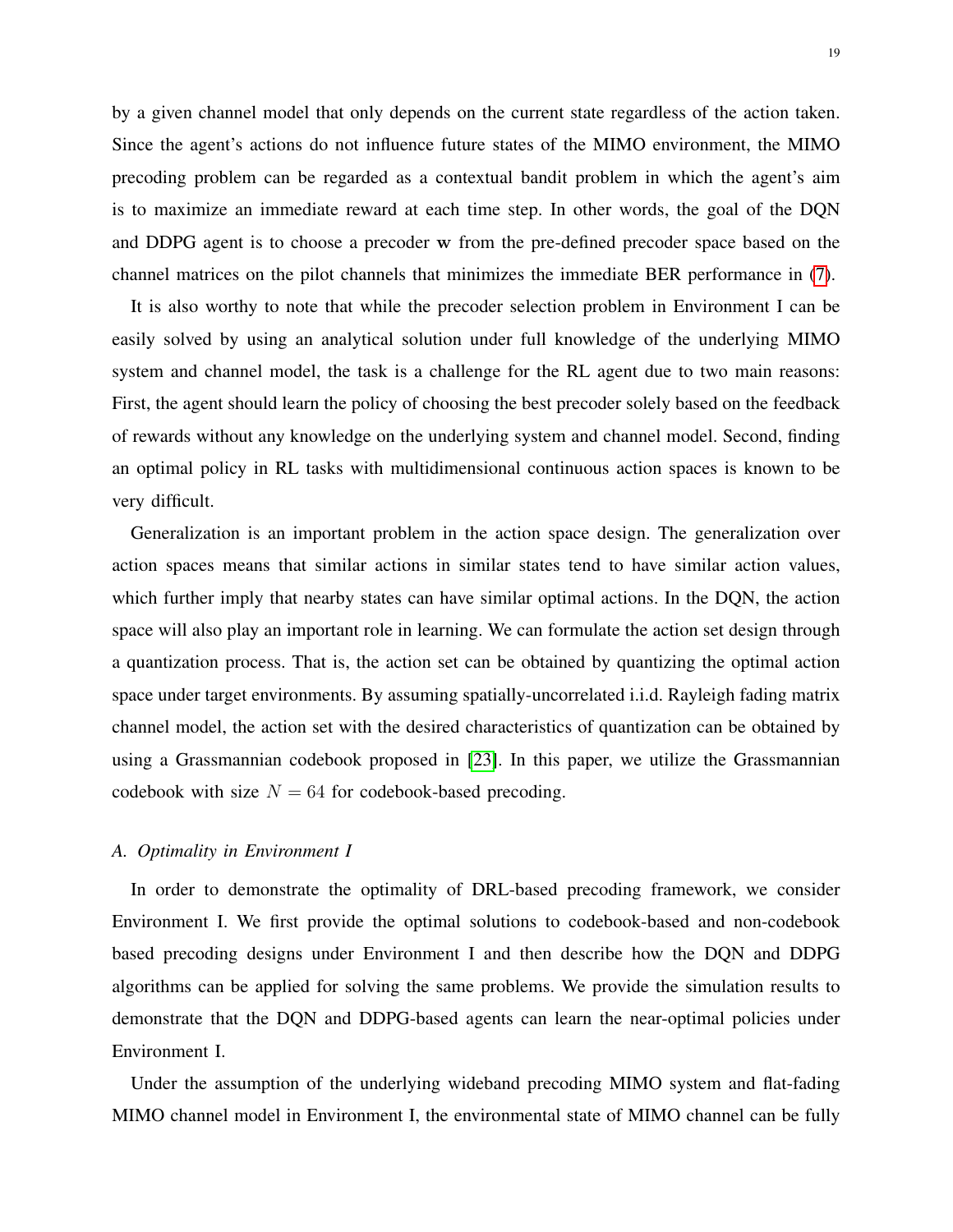by a given channel model that only depends on the current state regardless of the action taken. Since the agent's actions do not influence future states of the MIMO environment, the MIMO precoding problem can be regarded as a contextual bandit problem in which the agent's aim is to maximize an immediate reward at each time step. In other words, the goal of the DQN and DDPG agent is to choose a precoder $\mathbf{w}$ from the pre-defined precoder space based on the channel matrices on the pilot channels that minimizes the immediate BER performance in (7).

It is also worthy to note that while the precoder selection problem in Environment I can be easily solved by using an analytical solution under full knowledge of the underlying MIMO system and channel model, the task is a challenge for the RL agent due to two main reasons: First, the agent should learn the policy of choosing the best precoder solely based on the feedback of rewards without any knowledge on the underlying system and channel model. Second, finding an optimal policy in RL tasks with multidimensional continuous action spaces is known to be very difficult.

Generalization is an important problem in the action space design. The generalization over action spaces means that similar actions in similar states tend to have similar action values, which further imply that nearby states can have similar optimal actions. In the DQN, the action space will also play an important role in learning. We can formulate the action set design through a quantization process. That is, the action set can be obtained by quantizing the optimal action space under target environments. By assuming spatially-uncorrelated i.i.d. Rayleigh fading matrix channel model, the action set with the desired characteristics of quantization can be obtained by using a Grassmannian codebook proposed in [23]. In this paper, we utilize the Grassmannian codebook with size $N = 64$ for codebook-based precoding.

### A. *Optimality in Environment I*

In order to demonstrate the optimality of DRL-based precoding framework, we consider Environment I. We first provide the optimal solutions to codebook-based and non-codebook based precoding designs under Environment I and then describe how the DQN and DDPG algorithms can be applied for solving the same problems. We provide the simulation results to demonstrate that the DQN and DDPG-based agents can learn the near-optimal policies under Environment I.

Under the assumption of the underlying wideband precoding MIMO system and flat-fading MIMO channel model in Environment I, the environmental state of MIMO channel can be fully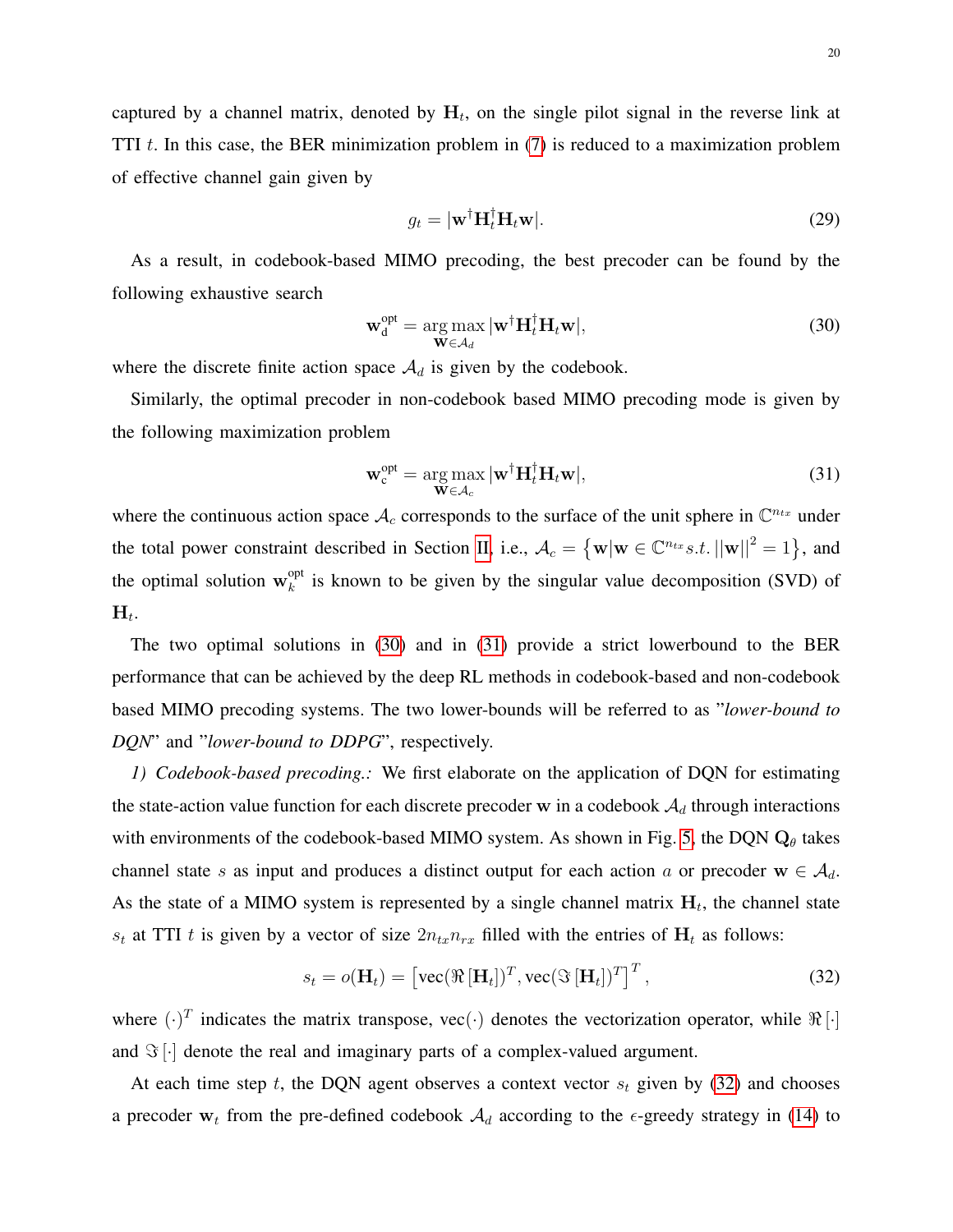captured by a channel matrix, denoted by $\mathbf{H}_t$, on the single pilot signal in the reverse link at TTI $t$. In this case, the BER minimization problem in (7) is reduced to a maximization problem of effective channel gain given by

$$g_t = |\mathbf{w}^\dagger \mathbf{H}_t^\dagger \mathbf{H}_t \mathbf{w}|. \tag{29}$$

As a result, in codebook-based MIMO precoding, the best precoder can be found by the following exhaustive search

$$\mathbf{w}_{\text{d}}^{\text{opt}} = \underset{\mathbf{w} \in \mathcal{A}_d}{\arg\max} \, |\mathbf{w}^\dagger \mathbf{H}_t^\dagger \mathbf{H}_t \mathbf{w}|, \tag{30}$$

where the discrete finite action space $\mathcal{A}_d$ is given by the codebook.

Similarly, the optimal precoder in non-codebook based MIMO precoding mode is given by the following maximization problem

$$\mathbf{w}_{\text{c}}^{\text{opt}} = \underset{\mathbf{w} \in \mathcal{A}_c}{\arg\max} \, |\mathbf{w}^\dagger \mathbf{H}_t^\dagger \mathbf{H}_t \mathbf{w}|, \tag{31}$$

where the continuous action space $\mathcal{A}_c$ corresponds to the surface of the unit sphere in $\mathbb{C}^{n_{tx}}$ under the total power constraint described in Section II, i.e., $\mathcal{A}_c = \left\{ \mathbf{w} | \mathbf{w} \in \mathbb{C}^{n_{tx}} s.t. \, ||\mathbf{w}||^2 = 1 \right\}$, and the optimal solution $\mathbf{w}_k^{\text{opt}}$ is known to be given by the singular value decomposition (SVD) of $\mathbf{H}_t$.

The two optimal solutions in (30) and in (31) provide a strict lowerbound to the BER performance that can be achieved by the deep RL methods in codebook-based and non-codebook based MIMO precoding systems. The two lower-bounds will be referred to as "*lower-bound to DQN*" and "*lower-bound to DDPG*", respectively.

*1) Codebook-based precoding.:* We first elaborate on the application of DQN for estimating the state-action value function for each discrete precoder $\mathbf{w}$ in a codebook $\mathcal{A}_d$ through interactions with environments of the codebook-based MIMO system. As shown in Fig. 5, the DQN $\mathbf{Q}_\theta$ takes channel state $s$ as input and produces a distinct output for each action $a$ or precoder $\mathbf{w} \in \mathcal{A}_d$. As the state of a MIMO system is represented by a single channel matrix $\mathbf{H}_t$, the channel state $s_t$ at TTI $t$ is given by a vector of size $2n_{tx}n_{rx}$ filled with the entries of $\mathbf{H}_t$ as follows:

$$s_t = o(\mathbf{H}_t) = \left[ \text{vec}(\Re\left[\mathbf{H}_t\right])^T, \text{vec}(\Im\left[\mathbf{H}_t\right])^T \right]^T, \tag{32}$$

where $(\cdot)^T$ indicates the matrix transpose, $\text{vec}(\cdot)$ denotes the vectorization operator, while $\Re\left[\cdot\right]$ and $\Im\left[\cdot\right]$ denote the real and imaginary parts of a complex-valued argument.

At each time step $t$, the DQN agent observes a context vector $s_t$ given by (32) and chooses a precoder $\mathbf{w}_t$ from the pre-defined codebook $\mathcal{A}_d$ according to the $\epsilon$-greedy strategy in (14) to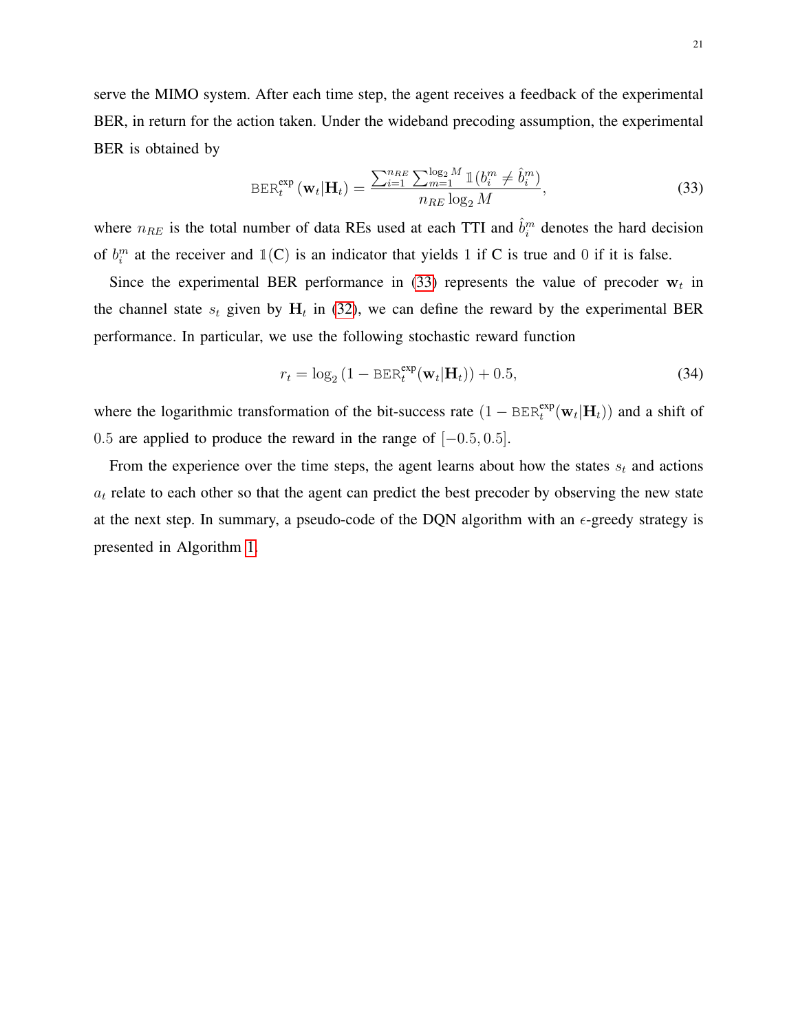serve the MIMO system. After each time step, the agent receives a feedback of the experimental BER, in return for the action taken. Under the wideband precoding assumption, the experimental BER is obtained by

$$\mathtt{BER}_t^{\mathrm{exp}}\left(\mathbf{w}_t|\mathbf{H}_t\right) = \frac{\sum_{i=1}^{n_{RE}} \sum_{m=1}^{\log_2 M} \mathbb{1}(b_i^m \neq \hat{b}_i^m)}{n_{RE} \log_2 M}, \tag{33}$$

where $n_{RE}$ is the total number of data REs used at each TTI and $\hat{b}_i^m$ denotes the hard decision of $b_i^m$ at the receiver and $\mathbb{1}(\mathrm{C})$ is an indicator that yields 1 if C is true and 0 if it is false.

Since the experimental BER performance in (33) represents the value of precoder $\mathbf{w}_t$ in the channel state $s_t$ given by $\mathbf{H}_t$ in (32), we can define the reward by the experimental BER performance. In particular, we use the following stochastic reward function

$$r_t = \log_2\left(1 - \mathtt{BER}_t^{\mathrm{exp}}(\mathbf{w}_t|\mathbf{H}_t)\right) + 0.5, \tag{34}$$

where the logarithmic transformation of the bit-success rate $(1 - \mathtt{BER}_t^{\mathrm{exp}}(\mathbf{w}_t|\mathbf{H}_t))$ and a shift of 0.5 are applied to produce the reward in the range of $[-0.5, 0.5]$.

From the experience over the time steps, the agent learns about how the states $s_t$ and actions $a_t$ relate to each other so that the agent can predict the best precoder by observing the new state at the next step. In summary, a pseudo-code of the DQN algorithm with an $\epsilon$-greedy strategy is presented in Algorithm 1.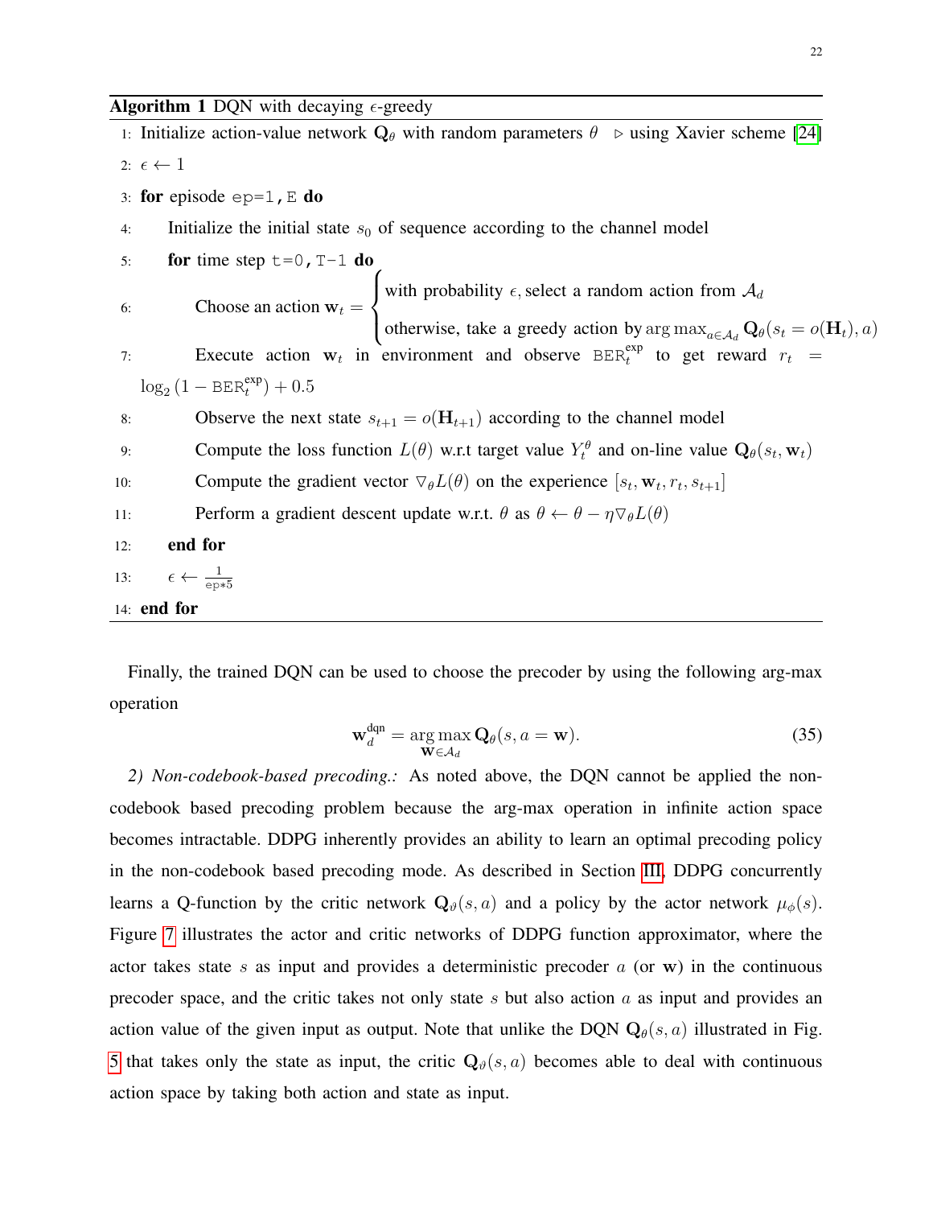**Algorithm 1** DQN with decaying $\epsilon$-greedy

1: Initialize action-value network $\mathbf{Q}_\theta$ with random parameters $\theta$ ▷ using Xavier scheme [24]

2: $\epsilon \leftarrow 1$

3: **for** episode `ep=1,E` **do**

4: Initialize the initial state $s_0$ of sequence according to the channel model

5: **for** time step `t=0,T-1` **do**

6: Choose an action $\mathbf{w}_t = \begin{cases} \text{with probability } \epsilon, \text{select a random action from } \mathcal{A}_d \\ \text{otherwise, take a greedy action by } \arg\max_{a \in \mathcal{A}_d} \mathbf{Q}_\theta(s_t = o(\mathbf{H}_t), a) \end{cases}$

7: Execute action $\mathbf{w}_t$ in environment and observe $\texttt{BER}_t^{\text{exp}}$ to get reward $r_t = \log_2(1 - \texttt{BER}_t^{\text{exp}}) + 0.5$

8: Observe the next state $s_{t+1} = o(\mathbf{H}_{t+1})$ according to the channel model

9: Compute the loss function $L(\theta)$ w.r.t target value $Y_t^\theta$ and on-line value $\mathbf{Q}_\theta(s_t, \mathbf{w}_t)$

10: Compute the gradient vector $\triangledown_\theta L(\theta)$ on the experience $[s_t, \mathbf{w}_t, r_t, s_{t+1}]$

11: Perform a gradient descent update w.r.t. $\theta$ as $\theta \leftarrow \theta - \eta \triangledown_\theta L(\theta)$

12: **end for**

13: $\epsilon \leftarrow \frac{1}{\texttt{ep*5}}$

14: **end for**

Finally, the trained DQN can be used to choose the precoder by using the following arg-max operation

$$\mathbf{w}_d^{\text{dqn}} = \arg\max_{\mathbf{w} \in \mathcal{A}_d} \mathbf{Q}_\theta(s, a = \mathbf{w}). \tag{35}$$

*2) Non-codebook-based precoding.:* As noted above, the DQN cannot be applied the non-codebook based precoding problem because the arg-max operation in infinite action space becomes intractable. DDPG inherently provides an ability to learn an optimal precoding policy in the non-codebook based precoding mode. As described in Section III, DDPG concurrently learns a Q-function by the critic network $\mathbf{Q}_\vartheta(s, a)$ and a policy by the actor network $\mu_\phi(s)$. Figure 7 illustrates the actor and critic networks of DDPG function approximator, where the actor takes state $s$ as input and provides a deterministic precoder $a$ (or $\mathbf{w}$) in the continuous precoder space, and the critic takes not only state $s$ but also action $a$ as input and provides an action value of the given input as output. Note that unlike the DQN $\mathbf{Q}_\theta(s, a)$ illustrated in Fig. 5 that takes only the state as input, the critic $\mathbf{Q}_\vartheta(s, a)$ becomes able to deal with continuous action space by taking both action and state as input.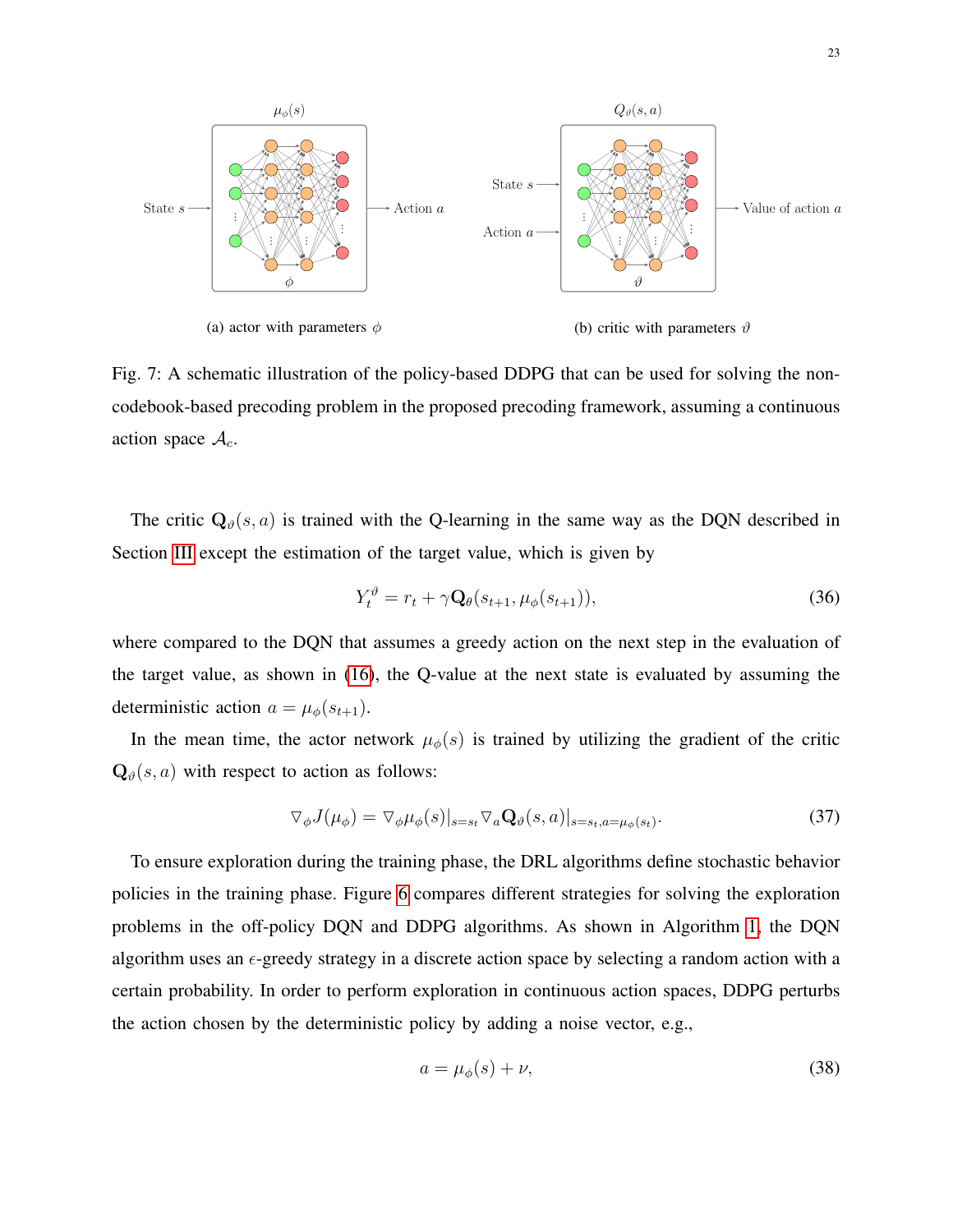(a) actor with parameters $\phi$

(b) critic with parameters $\vartheta$

Fig. 7: A schematic illustration of the policy-based DDPG that can be used for solving the non-codebook-based precoding problem in the proposed precoding framework, assuming a continuous action space $\mathcal{A}_c$.

The critic $\mathbf{Q}_\vartheta(s, a)$ is trained with the Q-learning in the same way as the DQN described in Section III except the estimation of the target value, which is given by

$$Y_t^\vartheta = r_t + \gamma \mathbf{Q}_\vartheta(s_{t+1}, \mu_\phi(s_{t+1})), \tag{36}$$

where compared to the DQN that assumes a greedy action on the next step in the evaluation of the target value, as shown in (16), the Q-value at the next state is evaluated by assuming the deterministic action $a = \mu_\phi(s_{t+1})$.

In the mean time, the actor network $\mu_\phi(s)$ is trained by utilizing the gradient of the critic $\mathbf{Q}_\vartheta(s, a)$ with respect to action as follows:

$$\nabla_\phi J(\mu_\phi) = \nabla_\phi \mu_\phi(s)|_{s=s_t} \nabla_a \mathbf{Q}_\vartheta(s, a)|_{s=s_t, a=\mu_\phi(s_t)}. \tag{37}$$

To ensure exploration during the training phase, the DRL algorithms define stochastic behavior policies in the training phase. Figure 6 compares different strategies for solving the exploration problems in the off-policy DQN and DDPG algorithms. As shown in Algorithm 1, the DQN algorithm uses an $\epsilon$-greedy strategy in a discrete action space by selecting a random action with a certain probability. In order to perform exploration in continuous action spaces, DDPG perturbs the action chosen by the deterministic policy by adding a noise vector, e.g.,

$$a = \mu_\phi(s) + \nu, \tag{38}$$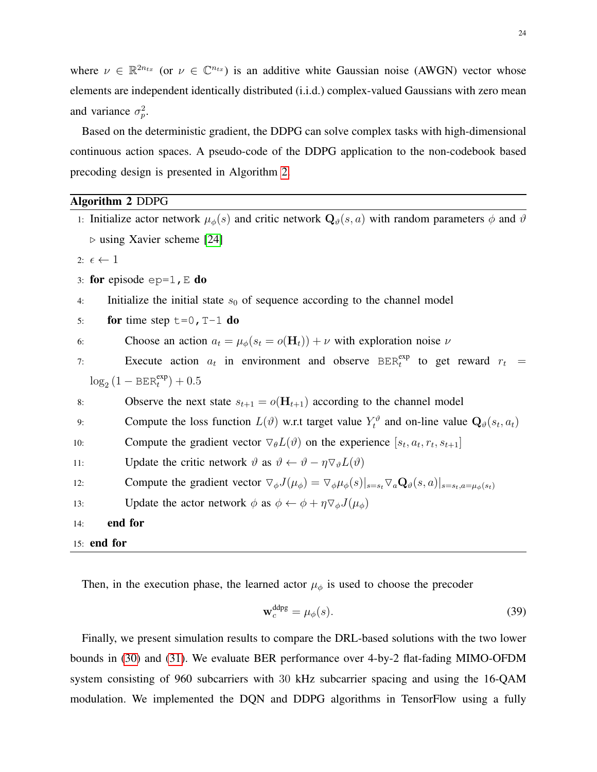where $\nu \in \mathbb{R}^{2n_{tx}}$ (or $\nu \in \mathbb{C}^{n_{tx}}$) is an additive white Gaussian noise (AWGN) vector whose elements are independent identically distributed (i.i.d.) complex-valued Gaussians with zero mean and variance $\sigma_p^2$.

Based on the deterministic gradient, the DDPG can solve complex tasks with high-dimensional continuous action spaces. A pseudo-code of the DDPG application to the non-codebook based precoding design is presented in Algorithm 2.

---

**Algorithm 2** DDPG

---

1: Initialize actor network $\mu_\phi(s)$ and critic network $\mathbf{Q}_\vartheta(s,a)$ with random parameters $\phi$ and $\vartheta$ $\triangleright$ using Xavier scheme [24]

2: $\epsilon \leftarrow 1$

3: **for** episode `ep=1,E` **do**

4: &nbsp;&nbsp;&nbsp;&nbsp;Initialize the initial state $s_0$ of sequence according to the channel model

5: &nbsp;&nbsp;&nbsp;&nbsp;**for** time step `t=0,T-1` **do**

6: &nbsp;&nbsp;&nbsp;&nbsp;&nbsp;&nbsp;&nbsp;&nbsp;Choose an action $a_t = \mu_\phi(s_t = o(\mathbf{H}_t)) + \nu$ with exploration noise $\nu$

7: &nbsp;&nbsp;&nbsp;&nbsp;&nbsp;&nbsp;&nbsp;&nbsp;Execute action $a_t$ in environment and observe $\mathtt{BER}_t^{\text{exp}}$ to get reward $r_t = \log_2(1 - \mathtt{BER}_t^{\text{exp}}) + 0.5$

8: &nbsp;&nbsp;&nbsp;&nbsp;&nbsp;&nbsp;&nbsp;&nbsp;Observe the next state $s_{t+1} = o(\mathbf{H}_{t+1})$ according to the channel model

9: &nbsp;&nbsp;&nbsp;&nbsp;&nbsp;&nbsp;&nbsp;&nbsp;Compute the loss function $L(\vartheta)$ w.r.t target value $Y_t^\vartheta$ and on-line value $\mathbf{Q}_\vartheta(s_t, a_t)$

10: &nbsp;&nbsp;&nbsp;&nbsp;&nbsp;&nbsp;&nbsp;&nbsp;Compute the gradient vector $\nabla_\theta L(\vartheta)$ on the experience $[s_t, a_t, r_t, s_{t+1}]$

11: &nbsp;&nbsp;&nbsp;&nbsp;&nbsp;&nbsp;&nbsp;&nbsp;Update the critic network $\vartheta$ as $\vartheta \leftarrow \vartheta - \eta \nabla_\vartheta L(\vartheta)$

12: &nbsp;&nbsp;&nbsp;&nbsp;&nbsp;&nbsp;&nbsp;&nbsp;Compute the gradient vector $\nabla_\phi J(\mu_\phi) = \nabla_\phi \mu_\phi(s)|_{s=s_t} \nabla_a \mathbf{Q}_\vartheta(s,a)|_{s=s_t, a=\mu_\phi(s_t)}$

13: &nbsp;&nbsp;&nbsp;&nbsp;&nbsp;&nbsp;&nbsp;&nbsp;Update the actor network $\phi$ as $\phi \leftarrow \phi + \eta \nabla_\phi J(\mu_\phi)$

14: &nbsp;&nbsp;&nbsp;&nbsp;**end for**

15: **end for**

---

Then, in the execution phase, the learned actor $\mu_\phi$ is used to choose the precoder

$$\mathbf{w}_c^{\text{ddpg}} = \mu_\phi(s). \tag{39}$$

Finally, we present simulation results to compare the DRL-based solutions with the two lower bounds in (30) and (31). We evaluate BER performance over 4-by-2 flat-fading MIMO-OFDM system consisting of 960 subcarriers with 30 kHz subcarrier spacing and using the 16-QAM modulation. We implemented the DQN and DDPG algorithms in TensorFlow using a fully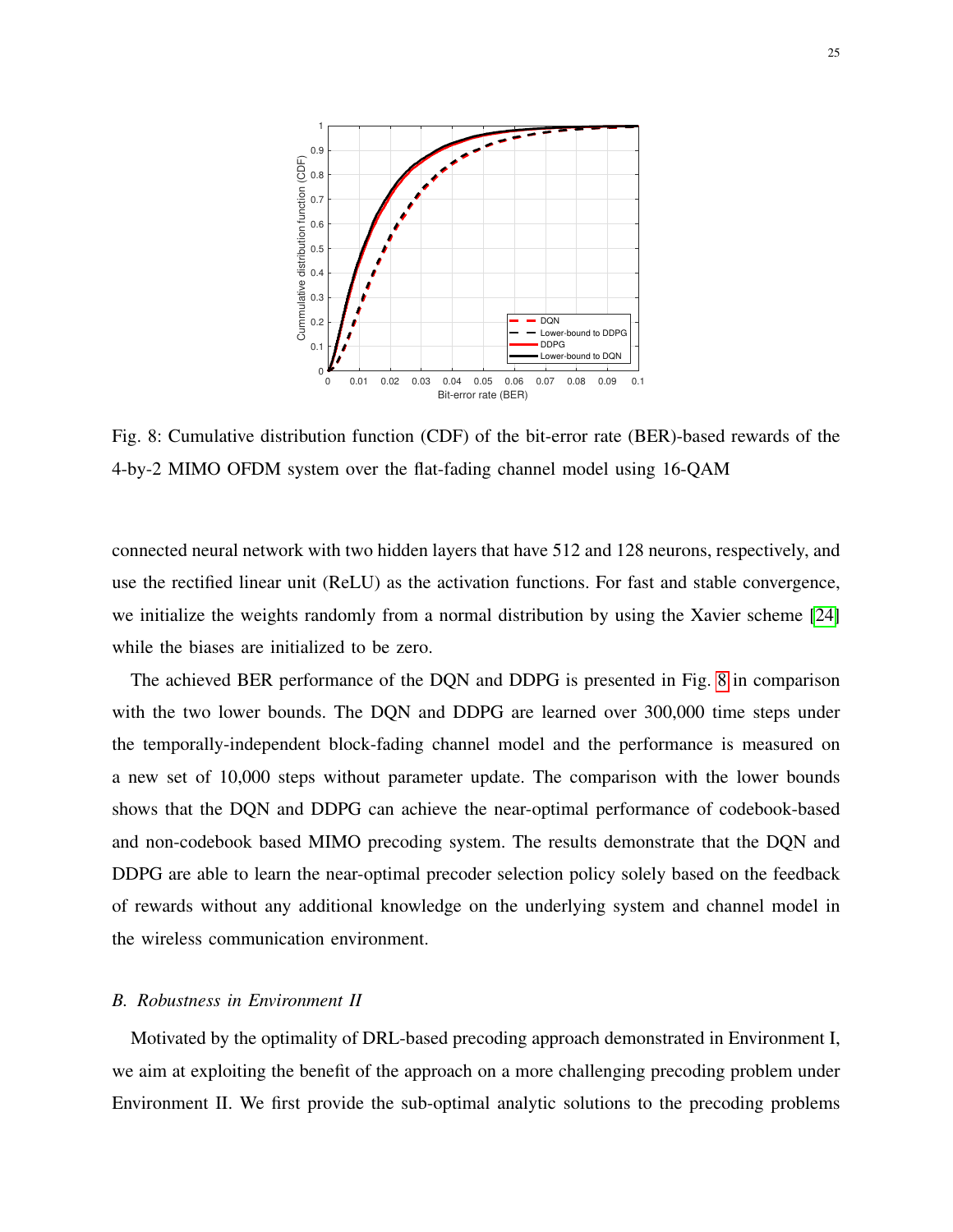Fig. 8: Cumulative distribution function (CDF) of the bit-error rate (BER)-based rewards of the 4-by-2 MIMO OFDM system over the flat-fading channel model using 16-QAM

connected neural network with two hidden layers that have 512 and 128 neurons, respectively, and use the rectified linear unit (ReLU) as the activation functions. For fast and stable convergence, we initialize the weights randomly from a normal distribution by using the Xavier scheme [24] while the biases are initialized to be zero.

The achieved BER performance of the DQN and DDPG is presented in Fig. 8 in comparison with the two lower bounds. The DQN and DDPG are learned over 300,000 time steps under the temporally-independent block-fading channel model and the performance is measured on a new set of 10,000 steps without parameter update. The comparison with the lower bounds shows that the DQN and DDPG can achieve the near-optimal performance of codebook-based and non-codebook based MIMO precoding system. The results demonstrate that the DQN and DDPG are able to learn the near-optimal precoder selection policy solely based on the feedback of rewards without any additional knowledge on the underlying system and channel model in the wireless communication environment.

### *B. Robustness in Environment II*

Motivated by the optimality of DRL-based precoding approach demonstrated in Environment I, we aim at exploiting the benefit of the approach on a more challenging precoding problem under Environment II. We first provide the sub-optimal analytic solutions to the precoding problems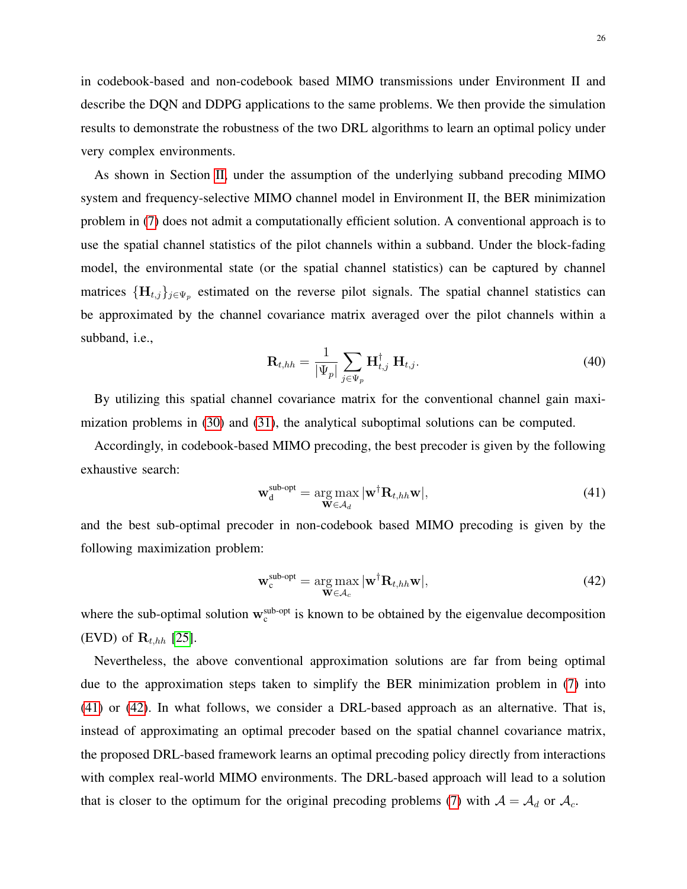in codebook-based and non-codebook based MIMO transmissions under Environment II and describe the DQN and DDPG applications to the same problems. We then provide the simulation results to demonstrate the robustness of the two DRL algorithms to learn an optimal policy under very complex environments.

As shown in Section II, under the assumption of the underlying subband precoding MIMO system and frequency-selective MIMO channel model in Environment II, the BER minimization problem in (7) does not admit a computationally efficient solution. A conventional approach is to use the spatial channel statistics of the pilot channels within a subband. Under the block-fading model, the environmental state (or the spatial channel statistics) can be captured by channel matrices $\{\mathbf{H}_{t,j}\}_{j\in\Psi_p}$ estimated on the reverse pilot signals. The spatial channel statistics can be approximated by the channel covariance matrix averaged over the pilot channels within a subband, i.e.,

$$\mathbf{R}_{t,hh} = \frac{1}{|\Psi_p|}\sum_{j\in\Psi_p}\mathbf{H}_{t,j}^{\dagger}\,\mathbf{H}_{t,j}. \tag{40}$$

By utilizing this spatial channel covariance matrix for the conventional channel gain maximization problems in (30) and (31), the analytical suboptimal solutions can be computed.

Accordingly, in codebook-based MIMO precoding, the best precoder is given by the following exhaustive search:

$$\mathbf{w}_{\text{d}}^{\text{sub-opt}} = \arg\max_{\mathbf{w}\in\mathcal{A}_d} |\mathbf{w}^{\dagger}\mathbf{R}_{t,hh}\mathbf{w}|, \tag{41}$$

and the best sub-optimal precoder in non-codebook based MIMO precoding is given by the following maximization problem:

$$\mathbf{w}_{\text{c}}^{\text{sub-opt}} = \arg\max_{\mathbf{w}\in\mathcal{A}_c} |\mathbf{w}^{\dagger}\mathbf{R}_{t,hh}\mathbf{w}|, \tag{42}$$

where the sub-optimal solution $\mathbf{w}_{\text{c}}^{\text{sub-opt}}$ is known to be obtained by the eigenvalue decomposition (EVD) of $\mathbf{R}_{t,hh}$ [25].

Nevertheless, the above conventional approximation solutions are far from being optimal due to the approximation steps taken to simplify the BER minimization problem in (7) into (41) or (42). In what follows, we consider a DRL-based approach as an alternative. That is, instead of approximating an optimal precoder based on the spatial channel covariance matrix, the proposed DRL-based framework learns an optimal precoding policy directly from interactions with complex real-world MIMO environments. The DRL-based approach will lead to a solution that is closer to the optimum for the original precoding problems (7) with $\mathcal{A} = \mathcal{A}_d$ or $\mathcal{A}_c$.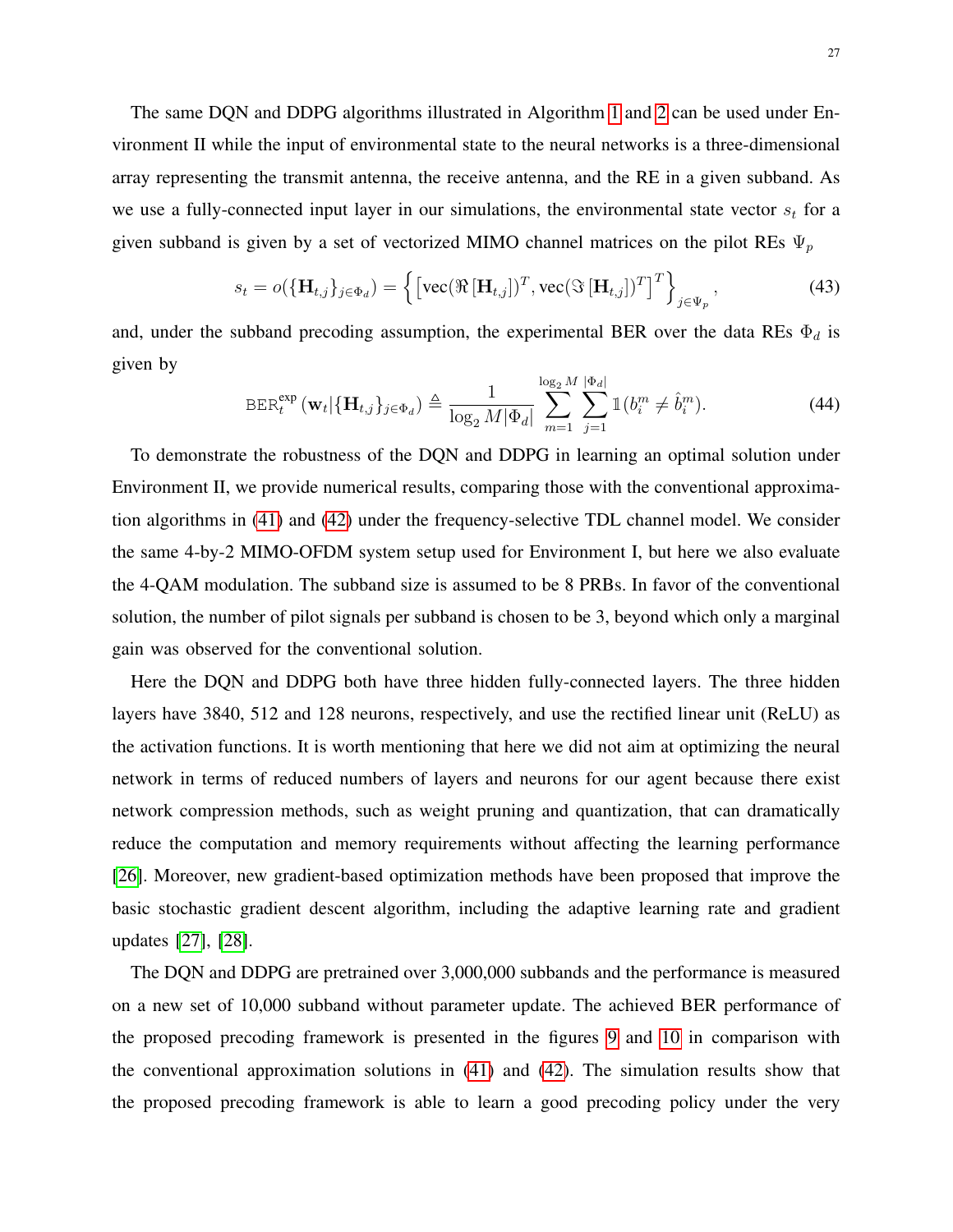The same DQN and DDPG algorithms illustrated in Algorithm 1 and 2 can be used under Environment II while the input of environmental state to the neural networks is a three-dimensional array representing the transmit antenna, the receive antenna, and the RE in a given subband. As we use a fully-connected input layer in our simulations, the environmental state vector $s_t$ for a given subband is given by a set of vectorized MIMO channel matrices on the pilot REs $\Psi_p$

$$s_t = o(\{\mathbf{H}_{t,j}\}_{j\in\Phi_d}) = \left\{ \left[ \text{vec}(\Re\left[\mathbf{H}_{t,j}\right])^T, \text{vec}(\Im\left[\mathbf{H}_{t,j}\right])^T \right]^T \right\}_{j\in\Psi_p}, \tag{43}$$

and, under the subband precoding assumption, the experimental BER over the data REs $\Phi_d$ is given by

$$\text{BER}_t^{\text{exp}}\left(\mathbf{w}_t|\{\mathbf{H}_{t,j}\}_{j\in\Phi_d}\right) \triangleq \frac{1}{\log_2 M|\Phi_d|} \sum_{m=1}^{\log_2 M} \sum_{j=1}^{|\Phi_d|} \mathbb{1}(b_i^m \neq \hat{b}_i^m). \tag{44}$$

To demonstrate the robustness of the DQN and DDPG in learning an optimal solution under Environment II, we provide numerical results, comparing those with the conventional approximation algorithms in (41) and (42) under the frequency-selective TDL channel model. We consider the same 4-by-2 MIMO-OFDM system setup used for Environment I, but here we also evaluate the 4-QAM modulation. The subband size is assumed to be 8 PRBs. In favor of the conventional solution, the number of pilot signals per subband is chosen to be 3, beyond which only a marginal gain was observed for the conventional solution.

Here the DQN and DDPG both have three hidden fully-connected layers. The three hidden layers have 3840, 512 and 128 neurons, respectively, and use the rectified linear unit (ReLU) as the activation functions. It is worth mentioning that here we did not aim at optimizing the neural network in terms of reduced numbers of layers and neurons for our agent because there exist network compression methods, such as weight pruning and quantization, that can dramatically reduce the computation and memory requirements without affecting the learning performance [26]. Moreover, new gradient-based optimization methods have been proposed that improve the basic stochastic gradient descent algorithm, including the adaptive learning rate and gradient updates [27], [28].

The DQN and DDPG are pretrained over 3,000,000 subbands and the performance is measured on a new set of 10,000 subband without parameter update. The achieved BER performance of the proposed precoding framework is presented in the figures 9 and 10 in comparison with the conventional approximation solutions in (41) and (42). The simulation results show that the proposed precoding framework is able to learn a good precoding policy under the very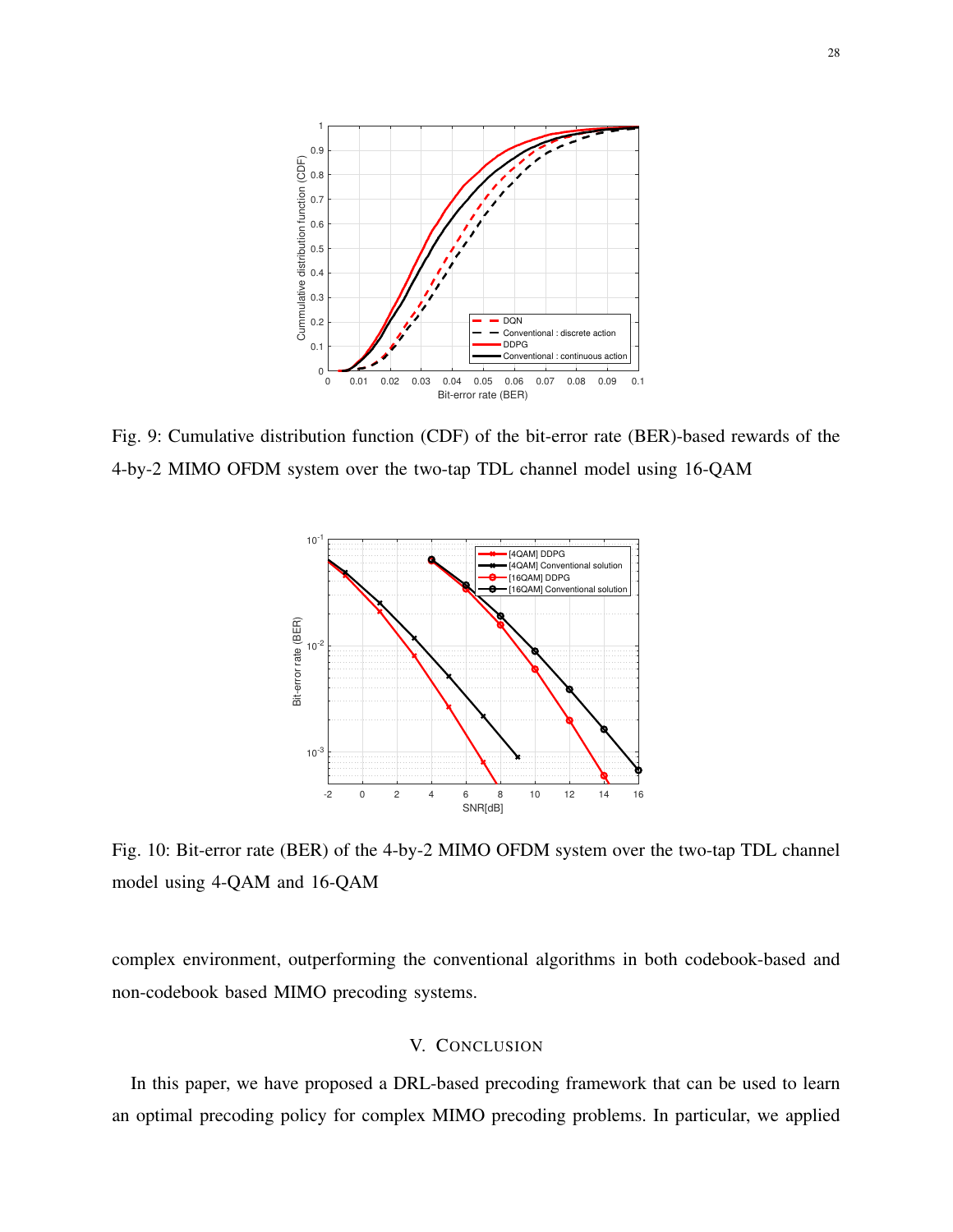Fig. 9: Cumulative distribution function (CDF) of the bit-error rate (BER)-based rewards of the 4-by-2 MIMO OFDM system over the two-tap TDL channel model using 16-QAM

Fig. 10: Bit-error rate (BER) of the 4-by-2 MIMO OFDM system over the two-tap TDL channel model using 4-QAM and 16-QAM

complex environment, outperforming the conventional algorithms in both codebook-based and non-codebook based MIMO precoding systems.

## V. Conclusion

In this paper, we have proposed a DRL-based precoding framework that can be used to learn an optimal precoding policy for complex MIMO precoding problems. In particular, we applied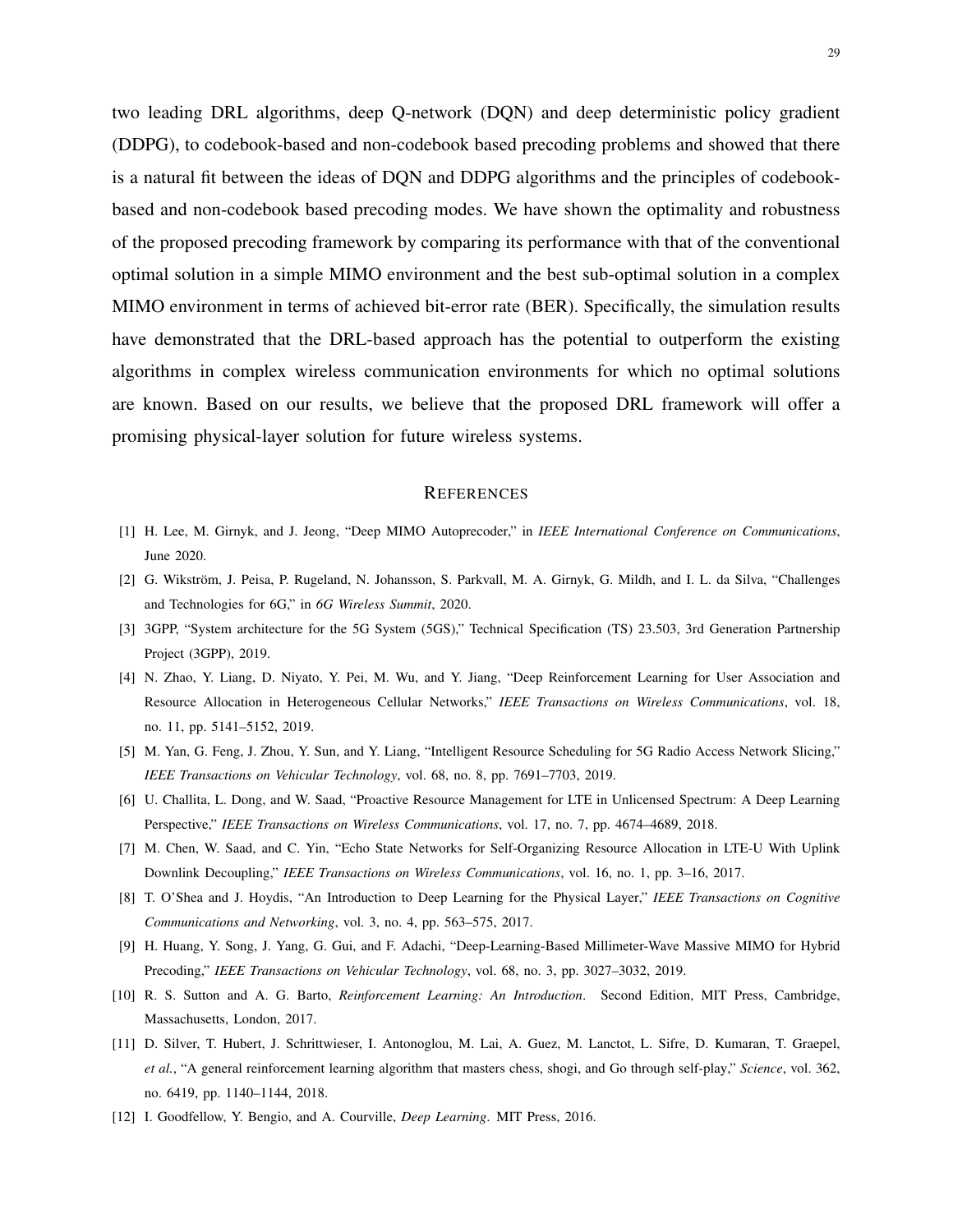two leading DRL algorithms, deep Q-network (DQN) and deep deterministic policy gradient (DDPG), to codebook-based and non-codebook based precoding problems and showed that there is a natural fit between the ideas of DQN and DDPG algorithms and the principles of codebook-based and non-codebook based precoding modes. We have shown the optimality and robustness of the proposed precoding framework by comparing its performance with that of the conventional optimal solution in a simple MIMO environment and the best sub-optimal solution in a complex MIMO environment in terms of achieved bit-error rate (BER). Specifically, the simulation results have demonstrated that the DRL-based approach has the potential to outperform the existing algorithms in complex wireless communication environments for which no optimal solutions are known. Based on our results, we believe that the proposed DRL framework will offer a promising physical-layer solution for future wireless systems.

## REFERENCES

[1] H. Lee, M. Girnyk, and J. Jeong, "Deep MIMO Autoprecoder," in *IEEE International Conference on Communications*, June 2020.

[2] G. Wikström, J. Peisa, P. Rugeland, N. Johansson, S. Parkvall, M. A. Girnyk, G. Mildh, and I. L. da Silva, "Challenges and Technologies for 6G," in *6G Wireless Summit*, 2020.

[3] 3GPP, "System architecture for the 5G System (5GS)," Technical Specification (TS) 23.503, 3rd Generation Partnership Project (3GPP), 2019.

[4] N. Zhao, Y. Liang, D. Niyato, Y. Pei, M. Wu, and Y. Jiang, "Deep Reinforcement Learning for User Association and Resource Allocation in Heterogeneous Cellular Networks," *IEEE Transactions on Wireless Communications*, vol. 18, no. 11, pp. 5141–5152, 2019.

[5] M. Yan, G. Feng, J. Zhou, Y. Sun, and Y. Liang, "Intelligent Resource Scheduling for 5G Radio Access Network Slicing," *IEEE Transactions on Vehicular Technology*, vol. 68, no. 8, pp. 7691–7703, 2019.

[6] U. Challita, L. Dong, and W. Saad, "Proactive Resource Management for LTE in Unlicensed Spectrum: A Deep Learning Perspective," *IEEE Transactions on Wireless Communications*, vol. 17, no. 7, pp. 4674–4689, 2018.

[7] M. Chen, W. Saad, and C. Yin, "Echo State Networks for Self-Organizing Resource Allocation in LTE-U With Uplink Downlink Decoupling," *IEEE Transactions on Wireless Communications*, vol. 16, no. 1, pp. 3–16, 2017.

[8] T. O'Shea and J. Hoydis, "An Introduction to Deep Learning for the Physical Layer," *IEEE Transactions on Cognitive Communications and Networking*, vol. 3, no. 4, pp. 563–575, 2017.

[9] H. Huang, Y. Song, J. Yang, G. Gui, and F. Adachi, "Deep-Learning-Based Millimeter-Wave Massive MIMO for Hybrid Precoding," *IEEE Transactions on Vehicular Technology*, vol. 68, no. 3, pp. 3027–3032, 2019.

[10] R. S. Sutton and A. G. Barto, *Reinforcement Learning: An Introduction*. Second Edition, MIT Press, Cambridge, Massachusetts, London, 2017.

[11] D. Silver, T. Hubert, J. Schrittwieser, I. Antonoglou, M. Lai, A. Guez, M. Lanctot, L. Sifre, D. Kumaran, T. Graepel, *et al.*, "A general reinforcement learning algorithm that masters chess, shogi, and Go through self-play," *Science*, vol. 362, no. 6419, pp. 1140–1144, 2018.

[12] I. Goodfellow, Y. Bengio, and A. Courville, *Deep Learning*. MIT Press, 2016.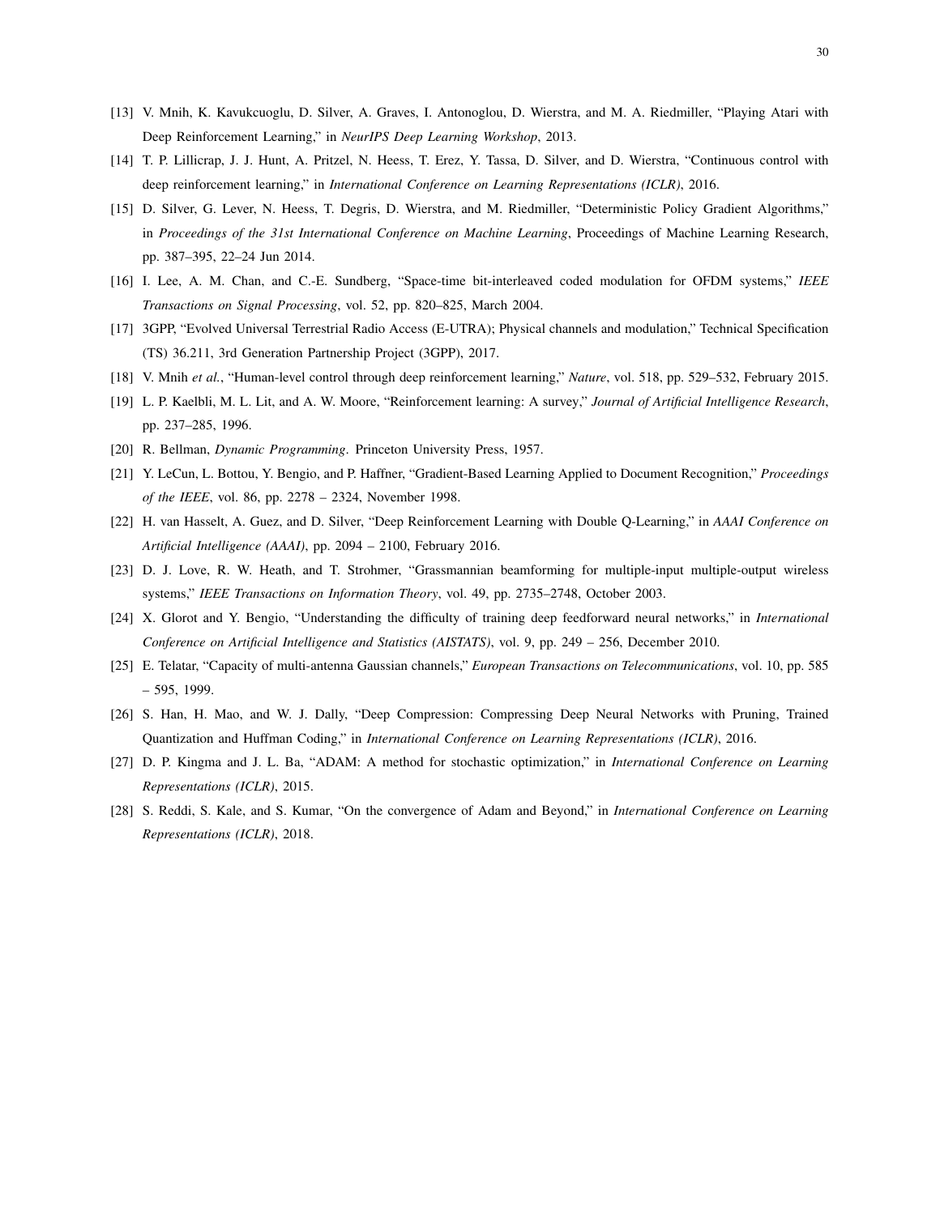[13] V. Mnih, K. Kavukcuoglu, D. Silver, A. Graves, I. Antonoglou, D. Wierstra, and M. A. Riedmiller, "Playing Atari with Deep Reinforcement Learning," in *NeurIPS Deep Learning Workshop*, 2013.

[14] T. P. Lillicrap, J. J. Hunt, A. Pritzel, N. Heess, T. Erez, Y. Tassa, D. Silver, and D. Wierstra, "Continuous control with deep reinforcement learning," in *International Conference on Learning Representations (ICLR)*, 2016.

[15] D. Silver, G. Lever, N. Heess, T. Degris, D. Wierstra, and M. Riedmiller, "Deterministic Policy Gradient Algorithms," in *Proceedings of the 31st International Conference on Machine Learning*, Proceedings of Machine Learning Research, pp. 387–395, 22–24 Jun 2014.

[16] I. Lee, A. M. Chan, and C.-E. Sundberg, "Space-time bit-interleaved coded modulation for OFDM systems," *IEEE Transactions on Signal Processing*, vol. 52, pp. 820–825, March 2004.

[17] 3GPP, "Evolved Universal Terrestrial Radio Access (E-UTRA); Physical channels and modulation," Technical Specification (TS) 36.211, 3rd Generation Partnership Project (3GPP), 2017.

[18] V. Mnih *et al.*, "Human-level control through deep reinforcement learning," *Nature*, vol. 518, pp. 529–532, February 2015.

[19] L. P. Kaelbli, M. L. Lit, and A. W. Moore, "Reinforcement learning: A survey," *Journal of Artificial Intelligence Research*, pp. 237–285, 1996.

[20] R. Bellman, *Dynamic Programming*. Princeton University Press, 1957.

[21] Y. LeCun, L. Bottou, Y. Bengio, and P. Haffner, "Gradient-Based Learning Applied to Document Recognition," *Proceedings of the IEEE*, vol. 86, pp. 2278 – 2324, November 1998.

[22] H. van Hasselt, A. Guez, and D. Silver, "Deep Reinforcement Learning with Double Q-Learning," in *AAAI Conference on Artificial Intelligence (AAAI)*, pp. 2094 – 2100, February 2016.

[23] D. J. Love, R. W. Heath, and T. Strohmer, "Grassmannian beamforming for multiple-input multiple-output wireless systems," *IEEE Transactions on Information Theory*, vol. 49, pp. 2735–2748, October 2003.

[24] X. Glorot and Y. Bengio, "Understanding the difficulty of training deep feedforward neural networks," in *International Conference on Artificial Intelligence and Statistics (AISTATS)*, vol. 9, pp. 249 – 256, December 2010.

[25] E. Telatar, "Capacity of multi-antenna Gaussian channels," *European Transactions on Telecommunications*, vol. 10, pp. 585 – 595, 1999.

[26] S. Han, H. Mao, and W. J. Dally, "Deep Compression: Compressing Deep Neural Networks with Pruning, Trained Quantization and Huffman Coding," in *International Conference on Learning Representations (ICLR)*, 2016.

[27] D. P. Kingma and J. L. Ba, "ADAM: A method for stochastic optimization," in *International Conference on Learning Representations (ICLR)*, 2015.

[28] S. Reddi, S. Kale, and S. Kumar, "On the convergence of Adam and Beyond," in *International Conference on Learning Representations (ICLR)*, 2018.